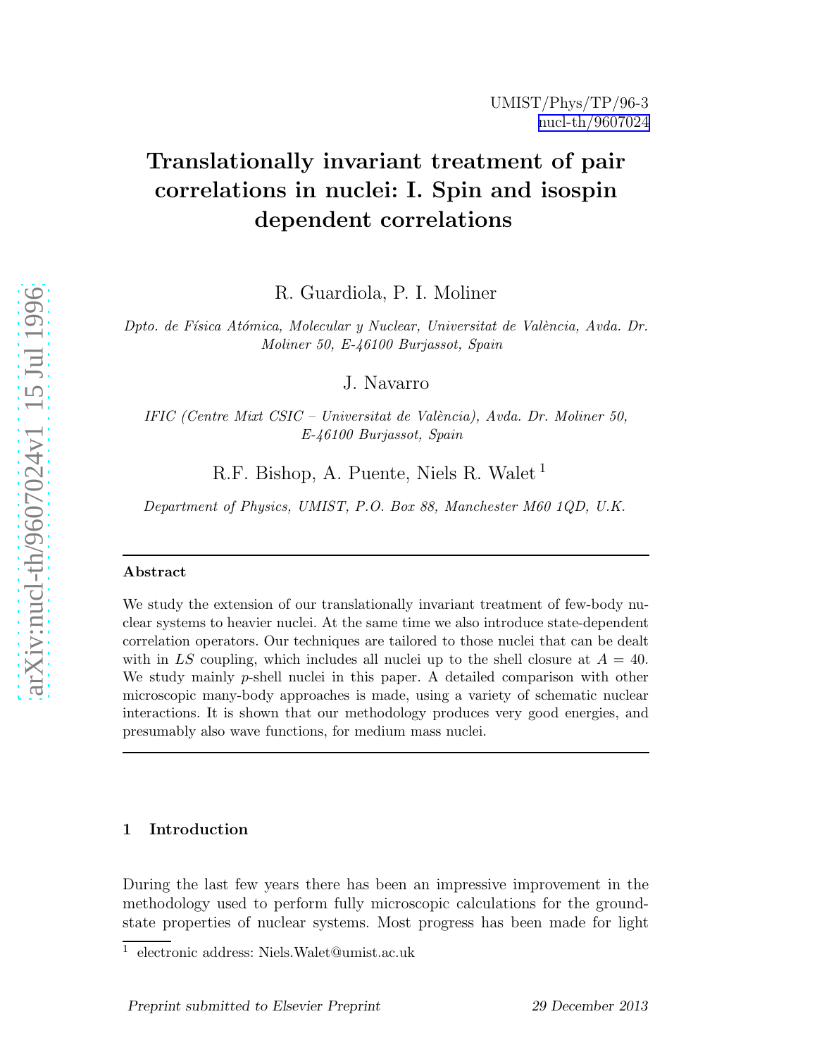UMIST/Phys/TP/96-3
nucl-th/9607024

# Translationally invariant treatment of pair correlations in nuclei: I. Spin and isospin dependent correlations

R. Guardiola, P. I. Moliner

*Dpto. de Física Atómica, Molecular y Nuclear, Universitat de València, Avda. Dr. Moliner 50, E-46100 Burjassot, Spain*

J. Navarro

*IFIC (Centre Mixt CSIC – Universitat de València), Avda. Dr. Moliner 50, E-46100 Burjassot, Spain*

R.F. Bishop, A. Puente, Niels R. Walet [1]

*Department of Physics, UMIST, P.O. Box 88, Manchester M60 1QD, U.K.*

---

**Abstract**

We study the extension of our translationally invariant treatment of few-body nuclear systems to heavier nuclei. At the same time we also introduce state-dependent correlation operators. Our techniques are tailored to those nuclei that can be dealt with in $LS$ coupling, which includes all nuclei up to the shell closure at $A = 40$. We study mainly $p$-shell nuclei in this paper. A detailed comparison with other microscopic many-body approaches is made, using a variety of schematic nuclear interactions. It is shown that our methodology produces very good energies, and presumably also wave functions, for medium mass nuclei.

---

## 1 Introduction

During the last few years there has been an impressive improvement in the methodology used to perform fully microscopic calculations for the ground-state properties of nuclear systems. Most progress has been made for light

[1] electronic address: Niels.Walet@umist.ac.uk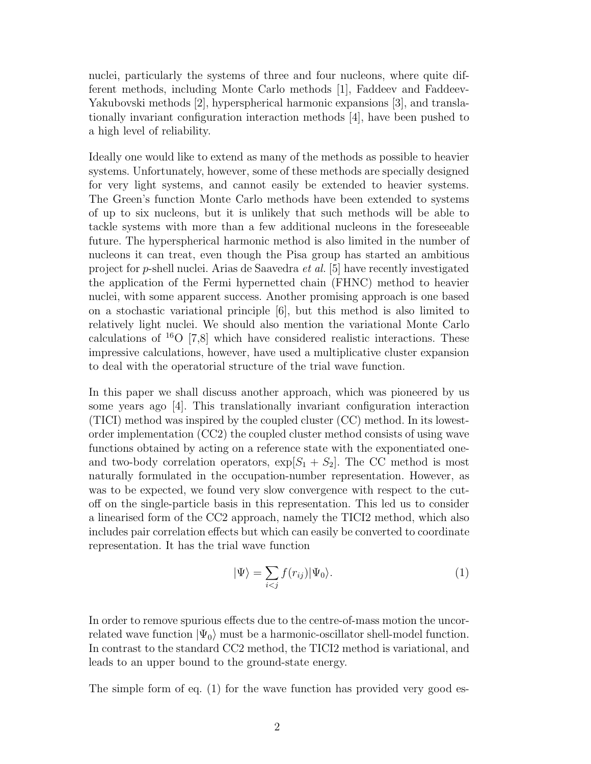nuclei, particularly the systems of three and four nucleons, where quite different methods, including Monte Carlo methods [1], Faddeev and Faddeev-Yakubovski methods [2], hyperspherical harmonic expansions [3], and translationally invariant configuration interaction methods [4], have been pushed to a high level of reliability.

Ideally one would like to extend as many of the methods as possible to heavier systems. Unfortunately, however, some of these methods are specially designed for very light systems, and cannot easily be extended to heavier systems. The Green's function Monte Carlo methods have been extended to systems of up to six nucleons, but it is unlikely that such methods will be able to tackle systems with more than a few additional nucleons in the foreseeable future. The hyperspherical harmonic method is also limited in the number of nucleons it can treat, even though the Pisa group has started an ambitious project for *p*-shell nuclei. Arias de Saavedra *et al.* [5] have recently investigated the application of the Fermi hypernetted chain (FHNC) method to heavier nuclei, with some apparent success. Another promising approach is one based on a stochastic variational principle [6], but this method is also limited to relatively light nuclei. We should also mention the variational Monte Carlo calculations of $^{16}$O [7,8] which have considered realistic interactions. These impressive calculations, however, have used a multiplicative cluster expansion to deal with the operatorial structure of the trial wave function.

In this paper we shall discuss another approach, which was pioneered by us some years ago [4]. This translationally invariant configuration interaction (TICI) method was inspired by the coupled cluster (CC) method. In its lowest-order implementation (CC2) the coupled cluster method consists of using wave functions obtained by acting on a reference state with the exponentiated one- and two-body correlation operators, $\exp[S_1 + S_2]$. The CC method is most naturally formulated in the occupation-number representation. However, as was to be expected, we found very slow convergence with respect to the cut-off on the single-particle basis in this representation. This led us to consider a linearised form of the CC2 approach, namely the TICI2 method, which also includes pair correlation effects but which can easily be converted to coordinate representation. It has the trial wave function

$$|\Psi\rangle = \sum_{i<j} f(r_{ij})|\Psi_0\rangle. \tag{1}$$

In order to remove spurious effects due to the centre-of-mass motion the uncorrelated wave function $|\Psi_0\rangle$ must be a harmonic-oscillator shell-model function. In contrast to the standard CC2 method, the TICI2 method is variational, and leads to an upper bound to the ground-state energy.

The simple form of eq. (1) for the wave function has provided very good es-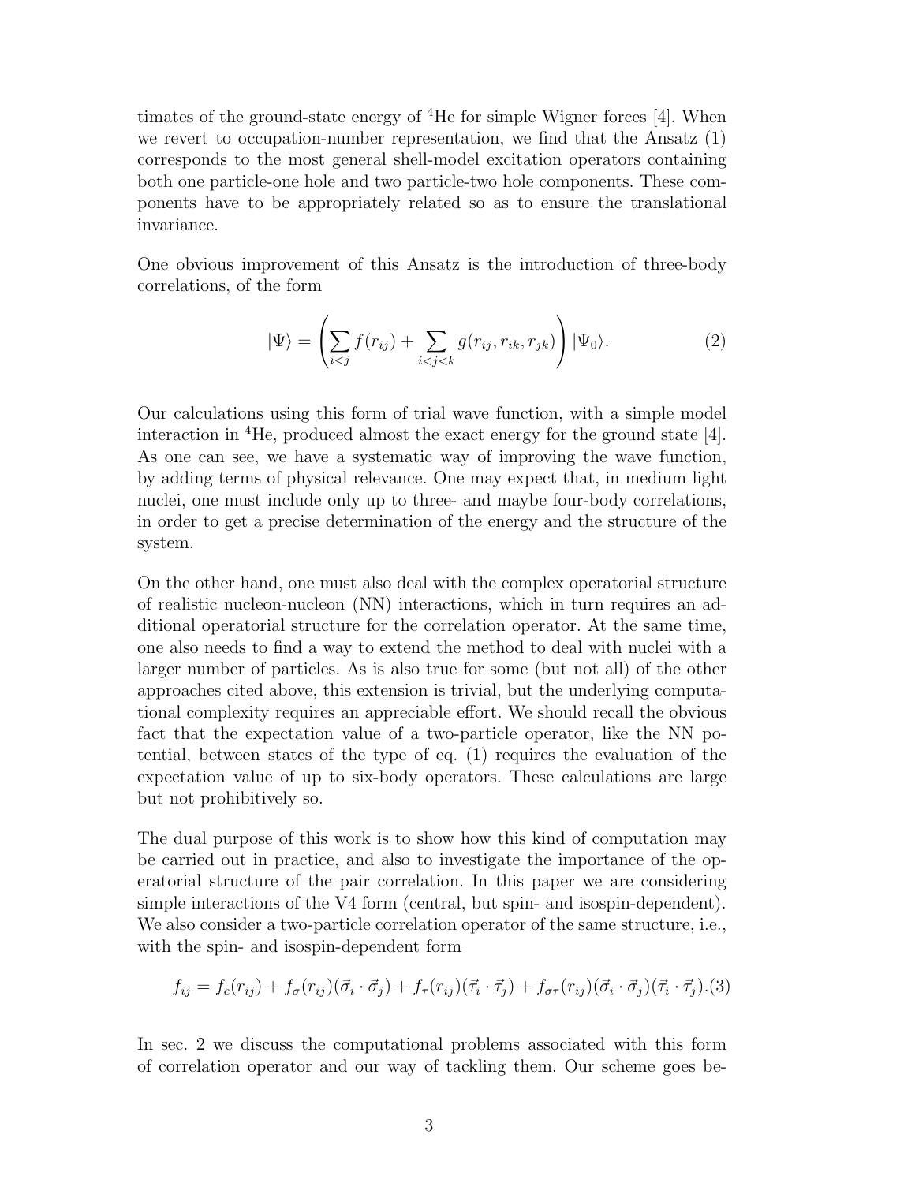timates of the ground-state energy of $^4$He for simple Wigner forces [4]. When we revert to occupation-number representation, we find that the Ansatz (1) corresponds to the most general shell-model excitation operators containing both one particle-one hole and two particle-two hole components. These components have to be appropriately related so as to ensure the translational invariance.

One obvious improvement of this Ansatz is the introduction of three-body correlations, of the form

$$|\Psi\rangle = \left( \sum_{i<j} f(r_{ij}) + \sum_{i<j<k} g(r_{ij}, r_{ik}, r_{jk}) \right) |\Psi_0\rangle. \tag{2}$$

Our calculations using this form of trial wave function, with a simple model interaction in $^4$He, produced almost the exact energy for the ground state [4]. As one can see, we have a systematic way of improving the wave function, by adding terms of physical relevance. One may expect that, in medium light nuclei, one must include only up to three- and maybe four-body correlations, in order to get a precise determination of the energy and the structure of the system.

On the other hand, one must also deal with the complex operatorial structure of realistic nucleon-nucleon (NN) interactions, which in turn requires an additional operatorial structure for the correlation operator. At the same time, one also needs to find a way to extend the method to deal with nuclei with a larger number of particles. As is also true for some (but not all) of the other approaches cited above, this extension is trivial, but the underlying computational complexity requires an appreciable effort. We should recall the obvious fact that the expectation value of a two-particle operator, like the NN potential, between states of the type of eq. (1) requires the evaluation of the expectation value of up to six-body operators. These calculations are large but not prohibitively so.

The dual purpose of this work is to show how this kind of computation may be carried out in practice, and also to investigate the importance of the operatorial structure of the pair correlation. In this paper we are considering simple interactions of the V4 form (central, but spin- and isospin-dependent). We also consider a two-particle correlation operator of the same structure, i.e., with the spin- and isospin-dependent form

$$f_{ij} = f_c(r_{ij}) + f_\sigma(r_{ij})(\vec{\sigma}_i \cdot \vec{\sigma}_j) + f_\tau(r_{ij})(\vec{\tau}_i \cdot \vec{\tau}_j) + f_{\sigma\tau}(r_{ij})(\vec{\sigma}_i \cdot \vec{\sigma}_j)(\vec{\tau}_i \cdot \vec{\tau}_j). \tag{3}$$

In sec. 2 we discuss the computational problems associated with this form of correlation operator and our way of tackling them. Our scheme goes be-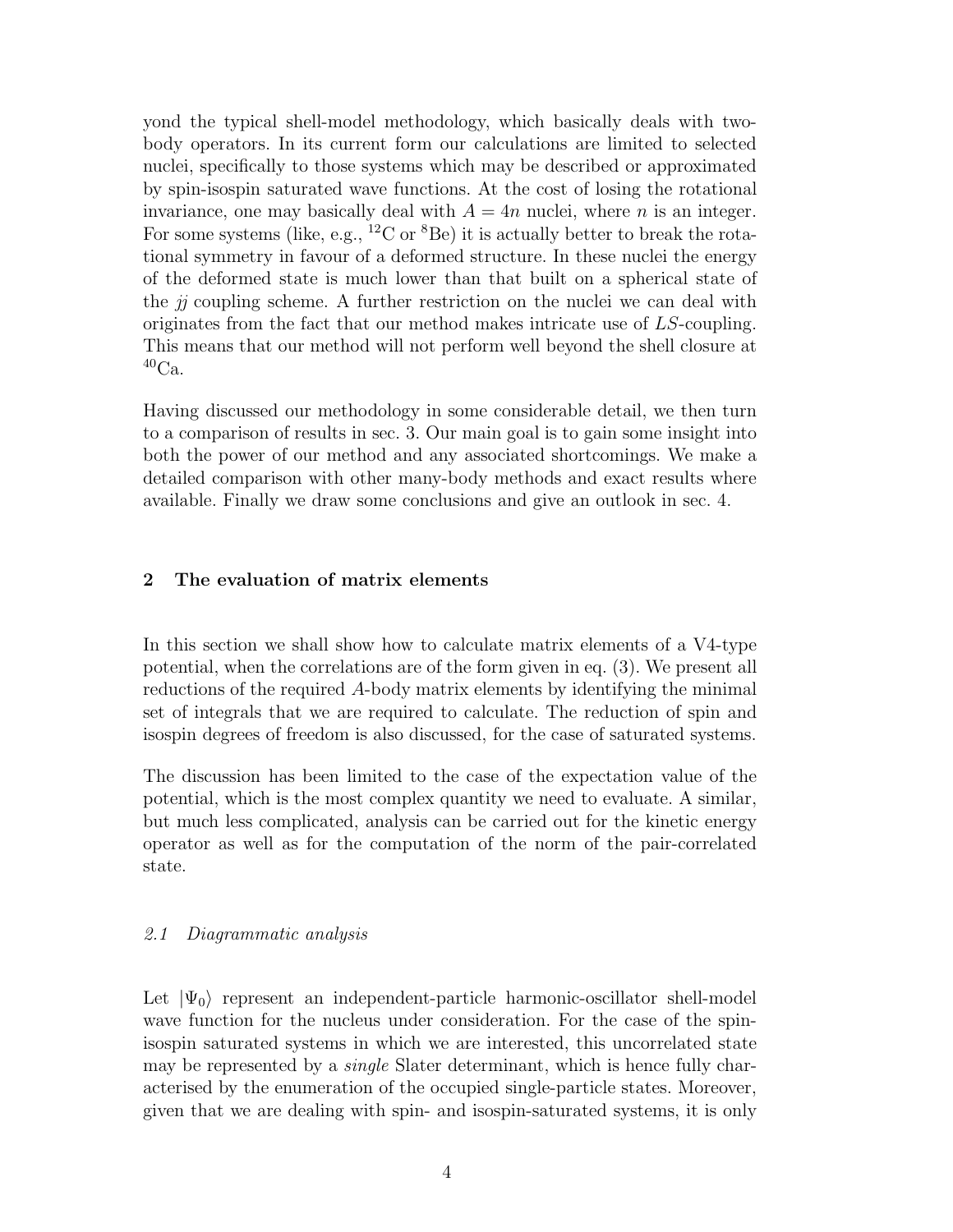yond the typical shell-model methodology, which basically deals with two-body operators. In its current form our calculations are limited to selected nuclei, specifically to those systems which may be described or approximated by spin-isospin saturated wave functions. At the cost of losing the rotational invariance, one may basically deal with $A = 4n$ nuclei, where $n$ is an integer. For some systems (like, e.g., $^{12}$C or $^{8}$Be) it is actually better to break the rotational symmetry in favour of a deformed structure. In these nuclei the energy of the deformed state is much lower than that built on a spherical state of the $jj$ coupling scheme. A further restriction on the nuclei we can deal with originates from the fact that our method makes intricate use of $LS$-coupling. This means that our method will not perform well beyond the shell closure at $^{40}$Ca.

Having discussed our methodology in some considerable detail, we then turn to a comparison of results in sec. 3. Our main goal is to gain some insight into both the power of our method and any associated shortcomings. We make a detailed comparison with other many-body methods and exact results where available. Finally we draw some conclusions and give an outlook in sec. 4.

## 2 The evaluation of matrix elements

In this section we shall show how to calculate matrix elements of a V4-type potential, when the correlations are of the form given in eq. (3). We present all reductions of the required $A$-body matrix elements by identifying the minimal set of integrals that we are required to calculate. The reduction of spin and isospin degrees of freedom is also discussed, for the case of saturated systems.

The discussion has been limited to the case of the expectation value of the potential, which is the most complex quantity we need to evaluate. A similar, but much less complicated, analysis can be carried out for the kinetic energy operator as well as for the computation of the norm of the pair-correlated state.

### *2.1 Diagrammatic analysis*

Let $|\Psi_0\rangle$ represent an independent-particle harmonic-oscillator shell-model wave function for the nucleus under consideration. For the case of the spin-isospin saturated systems in which we are interested, this uncorrelated state may be represented by a *single* Slater determinant, which is hence fully characterised by the enumeration of the occupied single-particle states. Moreover, given that we are dealing with spin- and isospin-saturated systems, it is only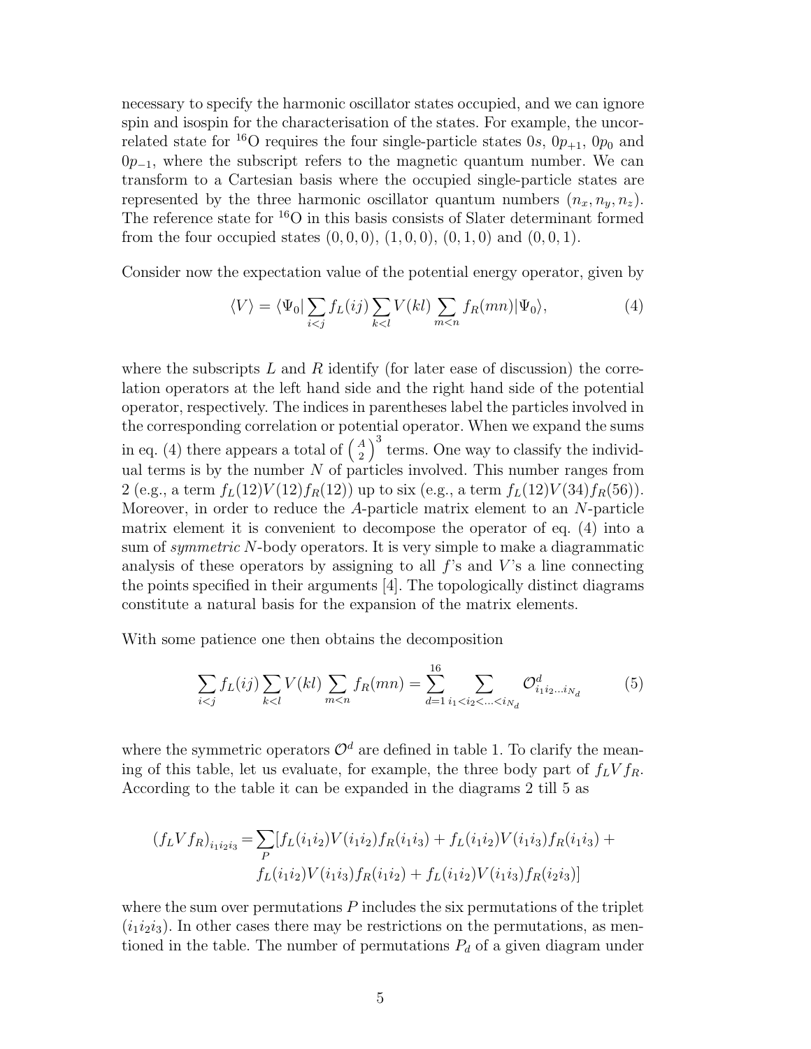necessary to specify the harmonic oscillator states occupied, and we can ignore spin and isospin for the characterisation of the states. For example, the uncorrelated state for $^{16}$O requires the four single-particle states $0s$, $0p_{+1}$, $0p_0$ and $0p_{-1}$, where the subscript refers to the magnetic quantum number. We can transform to a Cartesian basis where the occupied single-particle states are represented by the three harmonic oscillator quantum numbers $(n_x, n_y, n_z)$. The reference state for $^{16}$O in this basis consists of Slater determinant formed from the four occupied states $(0,0,0)$, $(1,0,0)$, $(0,1,0)$ and $(0,0,1)$.

Consider now the expectation value of the potential energy operator, given by

$$\langle V \rangle = \langle \Psi_0 | \sum_{i<j} f_L(ij) \sum_{k<l} V(kl) \sum_{m<n} f_R(mn) | \Psi_0 \rangle, \tag{4}$$

where the subscripts $L$ and $R$ identify (for later ease of discussion) the correlation operators at the left hand side and the right hand side of the potential operator, respectively. The indices in parentheses label the particles involved in the corresponding correlation or potential operator. When we expand the sums in eq. (4) there appears a total of $\binom{A}{2}^3$ terms. One way to classify the individual terms is by the number $N$ of particles involved. This number ranges from 2 (e.g., a term $f_L(12)V(12)f_R(12)$) up to six (e.g., a term $f_L(12)V(34)f_R(56)$). Moreover, in order to reduce the $A$-particle matrix element to an $N$-particle matrix element it is convenient to decompose the operator of eq. (4) into a sum of *symmetric* $N$-body operators. It is very simple to make a diagrammatic analysis of these operators by assigning to all $f$'s and $V$'s a line connecting the points specified in their arguments [4]. The topologically distinct diagrams constitute a natural basis for the expansion of the matrix elements.

With some patience one then obtains the decomposition

$$\sum_{i<j} f_L(ij) \sum_{k<l} V(kl) \sum_{m<n} f_R(mn) = \sum_{d=1}^{16} \sum_{i_1<i_2<\ldots<i_{N_d}} \mathcal{O}^d_{i_1 i_2 \ldots i_{N_d}} \tag{5}$$

where the symmetric operators $\mathcal{O}^d$ are defined in table 1. To clarify the meaning of this table, let us evaluate, for example, the three body part of $f_L V f_R$. According to the table it can be expanded in the diagrams 2 till 5 as

$$\begin{aligned}(f_L V f_R)_{i_1 i_2 i_3} = \sum_P [ & f_L(i_1 i_2) V(i_1 i_2) f_R(i_1 i_3) + f_L(i_1 i_2) V(i_1 i_3) f_R(i_1 i_3) + \\ & f_L(i_1 i_2) V(i_1 i_3) f_R(i_1 i_2) + f_L(i_1 i_2) V(i_1 i_3) f_R(i_2 i_3)]\end{aligned}$$

where the sum over permutations $P$ includes the six permutations of the triplet $(i_1 i_2 i_3)$. In other cases there may be restrictions on the permutations, as mentioned in the table. The number of permutations $P_d$ of a given diagram under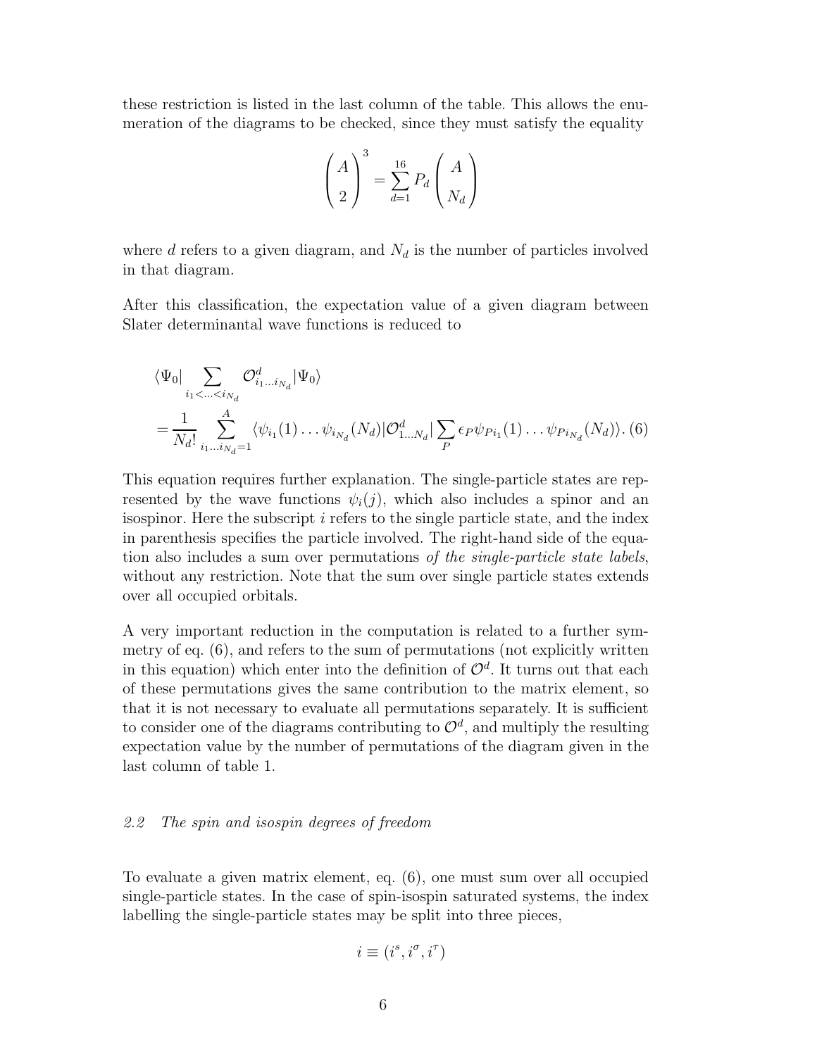these restriction is listed in the last column of the table. This allows the enumeration of the diagrams to be checked, since they must satisfy the equality

$$\begin{pmatrix} A \\ 2 \end{pmatrix}^3 = \sum_{d=1}^{16} P_d \begin{pmatrix} A \\ N_d \end{pmatrix}$$

where $d$ refers to a given diagram, and $N_d$ is the number of particles involved in that diagram.

After this classification, the expectation value of a given diagram between Slater determinantal wave functions is reduced to

$$\langle \Psi_0 | \sum_{i_1 < \ldots < i_{N_d}} \mathcal{O}^d_{i_1 \ldots i_{N_d}} | \Psi_0 \rangle$$
$$= \frac{1}{N_d!} \sum_{i_1 \ldots i_{N_d}=1}^{A} \langle \psi_{i_1}(1) \ldots \psi_{i_{N_d}}(N_d) | \mathcal{O}^d_{1 \ldots N_d} | \sum_P \epsilon_P \psi_{P i_1}(1) \ldots \psi_{P i_{N_d}}(N_d) \rangle. \quad (6)$$

This equation requires further explanation. The single-particle states are represented by the wave functions $\psi_i(j)$, which also includes a spinor and an isospinor. Here the subscript $i$ refers to the single particle state, and the index in parenthesis specifies the particle involved. The right-hand side of the equation also includes a sum over permutations *of the single-particle state labels*, without any restriction. Note that the sum over single particle states extends over all occupied orbitals.

A very important reduction in the computation is related to a further symmetry of eq. (6), and refers to the sum of permutations (not explicitly written in this equation) which enter into the definition of $\mathcal{O}^d$. It turns out that each of these permutations gives the same contribution to the matrix element, so that it is not necessary to evaluate all permutations separately. It is sufficient to consider one of the diagrams contributing to $\mathcal{O}^d$, and multiply the resulting expectation value by the number of permutations of the diagram given in the last column of table 1.

### *2.2 The spin and isospin degrees of freedom*

To evaluate a given matrix element, eq. (6), one must sum over all occupied single-particle states. In the case of spin-isospin saturated systems, the index labelling the single-particle states may be split into three pieces,

$$i \equiv (i^s, i^\sigma, i^\tau)$$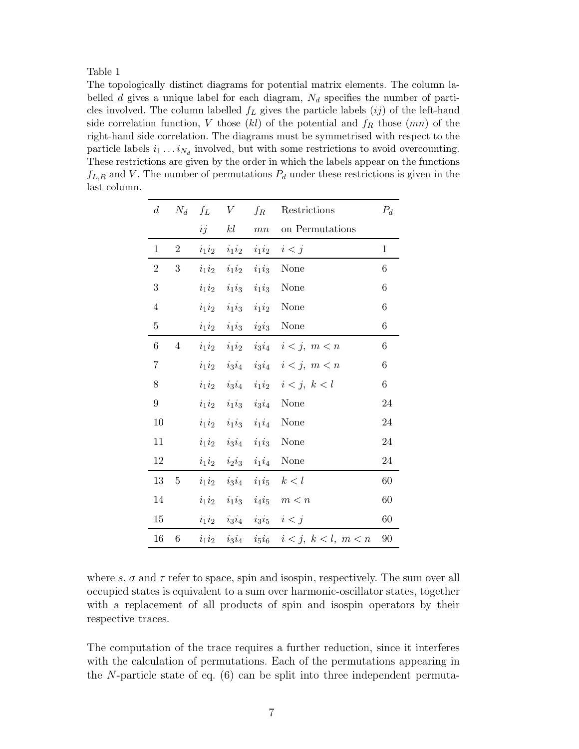Table 1

The topologically distinct diagrams for potential matrix elements. The column labelled $d$ gives a unique label for each diagram, $N_d$ specifies the number of particles involved. The column labelled $f_L$ gives the particle labels $(ij)$ of the left-hand side correlation function, $V$ those $(kl)$ of the potential and $f_R$ those $(mn)$ of the right-hand side correlation. The diagrams must be symmetrised with respect to the particle labels $i_1 \ldots i_{N_d}$ involved, but with some restrictions to avoid overcounting. These restrictions are given by the order in which the labels appear on the functions $f_{L,R}$ and $V$. The number of permutations $P_d$ under these restrictions is given in the last column.

| $d$ | $N_d$ | $f_L$ | $V$ | $f_R$ | Restrictions | $P_d$ |
|---|---|---|---|---|---|---|
| | | $ij$ | $kl$ | $mn$ | on Permutations | |
| 1 | 2 | $i_1i_2$ | $i_1i_2$ | $i_1i_2$ | $i<j$ | 1 |
| 2 | 3 | $i_1i_2$ | $i_1i_2$ | $i_1i_3$ | None | 6 |
| 3 | | $i_1i_2$ | $i_1i_3$ | $i_1i_3$ | None | 6 |
| 4 | | $i_1i_2$ | $i_1i_3$ | $i_1i_2$ | None | 6 |
| 5 | | $i_1i_2$ | $i_1i_3$ | $i_2i_3$ | None | 6 |
| 6 | 4 | $i_1i_2$ | $i_1i_2$ | $i_3i_4$ | $i<j,\ m<n$ | 6 |
| 7 | | $i_1i_2$ | $i_3i_4$ | $i_3i_4$ | $i<j,\ m<n$ | 6 |
| 8 | | $i_1i_2$ | $i_3i_4$ | $i_1i_2$ | $i<j,\ k<l$ | 6 |
| 9 | | $i_1i_2$ | $i_1i_3$ | $i_3i_4$ | None | 24 |
| 10 | | $i_1i_2$ | $i_1i_3$ | $i_1i_4$ | None | 24 |
| 11 | | $i_1i_2$ | $i_3i_4$ | $i_1i_3$ | None | 24 |
| 12 | | $i_1i_2$ | $i_2i_3$ | $i_1i_4$ | None | 24 |
| 13 | 5 | $i_1i_2$ | $i_3i_4$ | $i_1i_5$ | $k<l$ | 60 |
| 14 | | $i_1i_2$ | $i_1i_3$ | $i_4i_5$ | $m<n$ | 60 |
| 15 | | $i_1i_2$ | $i_3i_4$ | $i_3i_5$ | $i<j$ | 60 |
| 16 | 6 | $i_1i_2$ | $i_3i_4$ | $i_5i_6$ | $i<j,\ k<l,\ m<n$ | 90 |

where $s$, $\sigma$ and $\tau$ refer to space, spin and isospin, respectively. The sum over all occupied states is equivalent to a sum over harmonic-oscillator states, together with a replacement of all products of spin and isospin operators by their respective traces.

The computation of the trace requires a further reduction, since it interferes with the calculation of permutations. Each of the permutations appearing in the $N$-particle state of eq. (6) can be split into three independent permuta-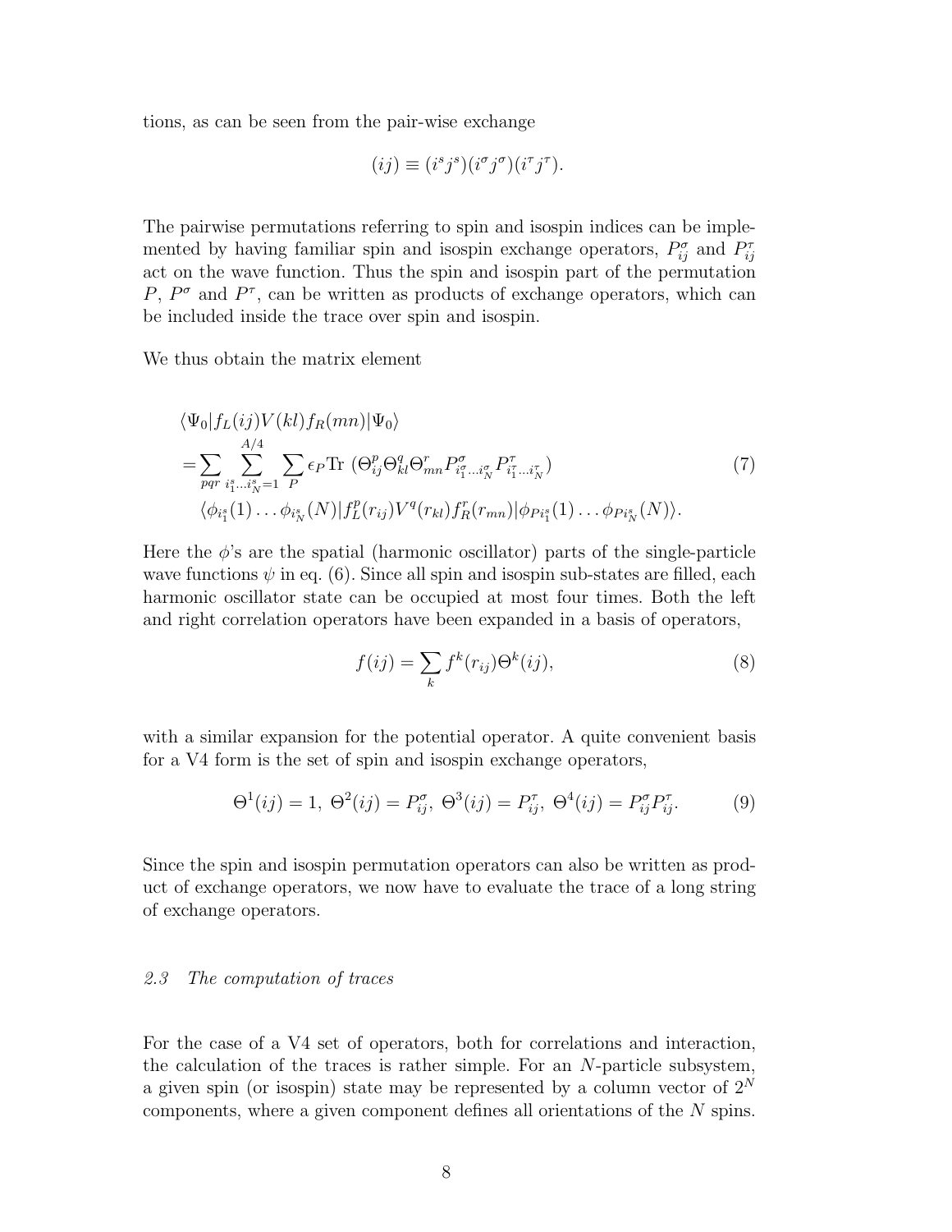tions, as can be seen from the pair-wise exchange

$$(ij) \equiv (i^s j^s)(i^\sigma j^\sigma)(i^\tau j^\tau).$$

The pairwise permutations referring to spin and isospin indices can be implemented by having familiar spin and isospin exchange operators, $P^\sigma_{ij}$ and $P^\tau_{ij}$ act on the wave function. Thus the spin and isospin part of the permutation $P$, $P^\sigma$ and $P^\tau$, can be written as products of exchange operators, which can be included inside the trace over spin and isospin.

We thus obtain the matrix element

$$
\begin{aligned}
&\langle \Psi_0 | f_L(ij) V(kl) f_R(mn) | \Psi_0 \rangle \\
&= \sum_{pqr} \sum_{i_1^s \ldots i_N^s = 1}^{A/4} \sum_P \epsilon_P \mathrm{Tr}\, (\Theta^p_{ij} \Theta^q_{kl} \Theta^r_{mn} P^\sigma_{i_1^\sigma \ldots i_N^\sigma} P^\tau_{i_1^\tau \ldots i_N^\tau}) \\
&\quad \langle \phi_{i_1^s}(1) \ldots \phi_{i_N^s}(N) | f_L^p(r_{ij}) V^q(r_{kl}) f_R^r(r_{mn}) | \phi_{P i_1^s}(1) \ldots \phi_{P i_N^s}(N) \rangle.
\end{aligned}
\tag{7}
$$

Here the $\phi$'s are the spatial (harmonic oscillator) parts of the single-particle wave functions $\psi$ in eq. (6). Since all spin and isospin sub-states are filled, each harmonic oscillator state can be occupied at most four times. Both the left and right correlation operators have been expanded in a basis of operators,

$$f(ij) = \sum_k f^k(r_{ij}) \Theta^k(ij), \tag{8}$$

with a similar expansion for the potential operator. A quite convenient basis for a V4 form is the set of spin and isospin exchange operators,

$$\Theta^1(ij) = 1,\ \Theta^2(ij) = P^\sigma_{ij},\ \Theta^3(ij) = P^\tau_{ij},\ \Theta^4(ij) = P^\sigma_{ij} P^\tau_{ij}. \tag{9}$$

Since the spin and isospin permutation operators can also be written as product of exchange operators, we now have to evaluate the trace of a long string of exchange operators.

### 2.3 *The computation of traces*

For the case of a V4 set of operators, both for correlations and interaction, the calculation of the traces is rather simple. For an $N$-particle subsystem, a given spin (or isospin) state may be represented by a column vector of $2^N$ components, where a given component defines all orientations of the $N$ spins.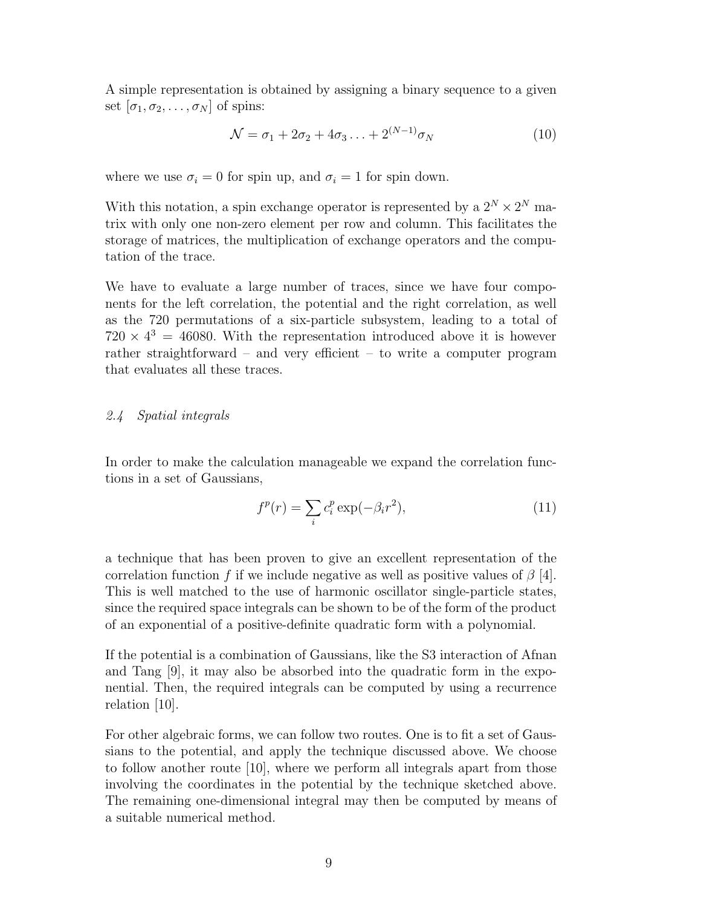A simple representation is obtained by assigning a binary sequence to a given set $[\sigma_1, \sigma_2, \ldots, \sigma_N]$ of spins:

$$\mathcal{N} = \sigma_1 + 2\sigma_2 + 4\sigma_3 \ldots + 2^{(N-1)}\sigma_N \tag{10}$$

where we use $\sigma_i = 0$ for spin up, and $\sigma_i = 1$ for spin down.

With this notation, a spin exchange operator is represented by a $2^N \times 2^N$ matrix with only one non-zero element per row and column. This facilitates the storage of matrices, the multiplication of exchange operators and the computation of the trace.

We have to evaluate a large number of traces, since we have four components for the left correlation, the potential and the right correlation, as well as the 720 permutations of a six-particle subsystem, leading to a total of $720 \times 4^3 = 46080$. With the representation introduced above it is however rather straightforward – and very efficient – to write a computer program that evaluates all these traces.

### *2.4 Spatial integrals*

In order to make the calculation manageable we expand the correlation functions in a set of Gaussians,

$$f^p(r) = \sum_i c_i^p \exp(-\beta_i r^2), \tag{11}$$

a technique that has been proven to give an excellent representation of the correlation function $f$ if we include negative as well as positive values of $\beta$ [4]. This is well matched to the use of harmonic oscillator single-particle states, since the required space integrals can be shown to be of the form of the product of an exponential of a positive-definite quadratic form with a polynomial.

If the potential is a combination of Gaussians, like the S3 interaction of Afnan and Tang [9], it may also be absorbed into the quadratic form in the exponential. Then, the required integrals can be computed by using a recurrence relation [10].

For other algebraic forms, we can follow two routes. One is to fit a set of Gaussians to the potential, and apply the technique discussed above. We choose to follow another route [10], where we perform all integrals apart from those involving the coordinates in the potential by the technique sketched above. The remaining one-dimensional integral may then be computed by means of a suitable numerical method.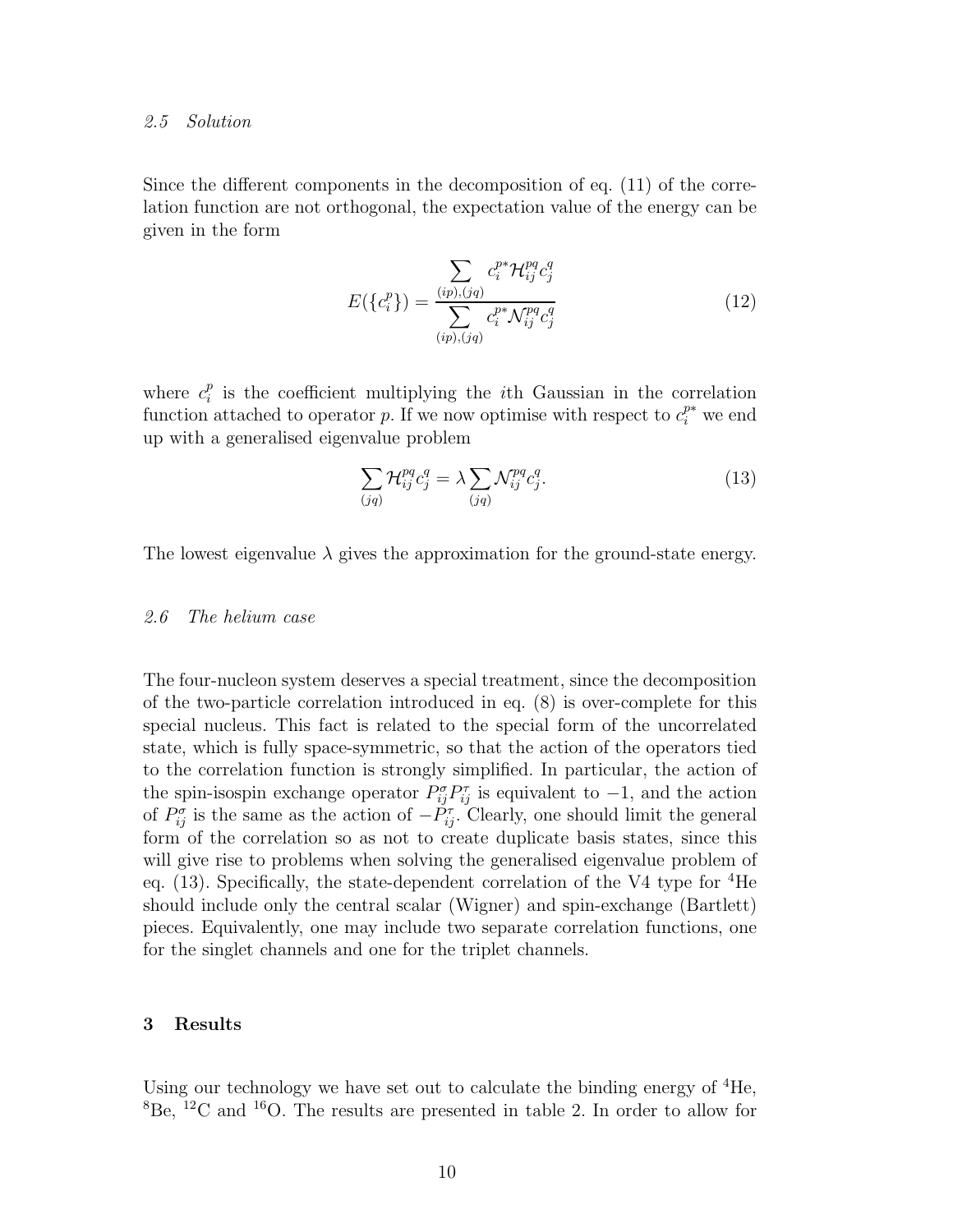### *2.5 Solution*

Since the different components in the decomposition of eq. (11) of the correlation function are not orthogonal, the expectation value of the energy can be given in the form

$$E(\{c_i^p\}) = \frac{\sum\limits_{(ip),(jq)} c_i^{p*} \mathcal{H}_{ij}^{pq} c_j^q}{\sum\limits_{(ip),(jq)} c_i^{p*} \mathcal{N}_{ij}^{pq} c_j^q} \tag{12}$$

where $c_i^p$ is the coefficient multiplying the $i$th Gaussian in the correlation function attached to operator $p$. If we now optimise with respect to $c_i^{p*}$ we end up with a generalised eigenvalue problem

$$\sum_{(jq)} \mathcal{H}_{ij}^{pq} c_j^q = \lambda \sum_{(jq)} \mathcal{N}_{ij}^{pq} c_j^q. \tag{13}$$

The lowest eigenvalue $\lambda$ gives the approximation for the ground-state energy.

### *2.6 The helium case*

The four-nucleon system deserves a special treatment, since the decomposition of the two-particle correlation introduced in eq. (8) is over-complete for this special nucleus. This fact is related to the special form of the uncorrelated state, which is fully space-symmetric, so that the action of the operators tied to the correlation function is strongly simplified. In particular, the action of the spin-isospin exchange operator $P_{ij}^{\sigma} P_{ij}^{\tau}$ is equivalent to $-1$, and the action of $P_{ij}^{\sigma}$ is the same as the action of $-P_{ij}^{\tau}$. Clearly, one should limit the general form of the correlation so as not to create duplicate basis states, since this will give rise to problems when solving the generalised eigenvalue problem of eq. (13). Specifically, the state-dependent correlation of the V4 type for $^4$He should include only the central scalar (Wigner) and spin-exchange (Bartlett) pieces. Equivalently, one may include two separate correlation functions, one for the singlet channels and one for the triplet channels.

## 3 Results

Using our technology we have set out to calculate the binding energy of $^4$He, $^8$Be, $^{12}$C and $^{16}$O. The results are presented in table 2. In order to allow for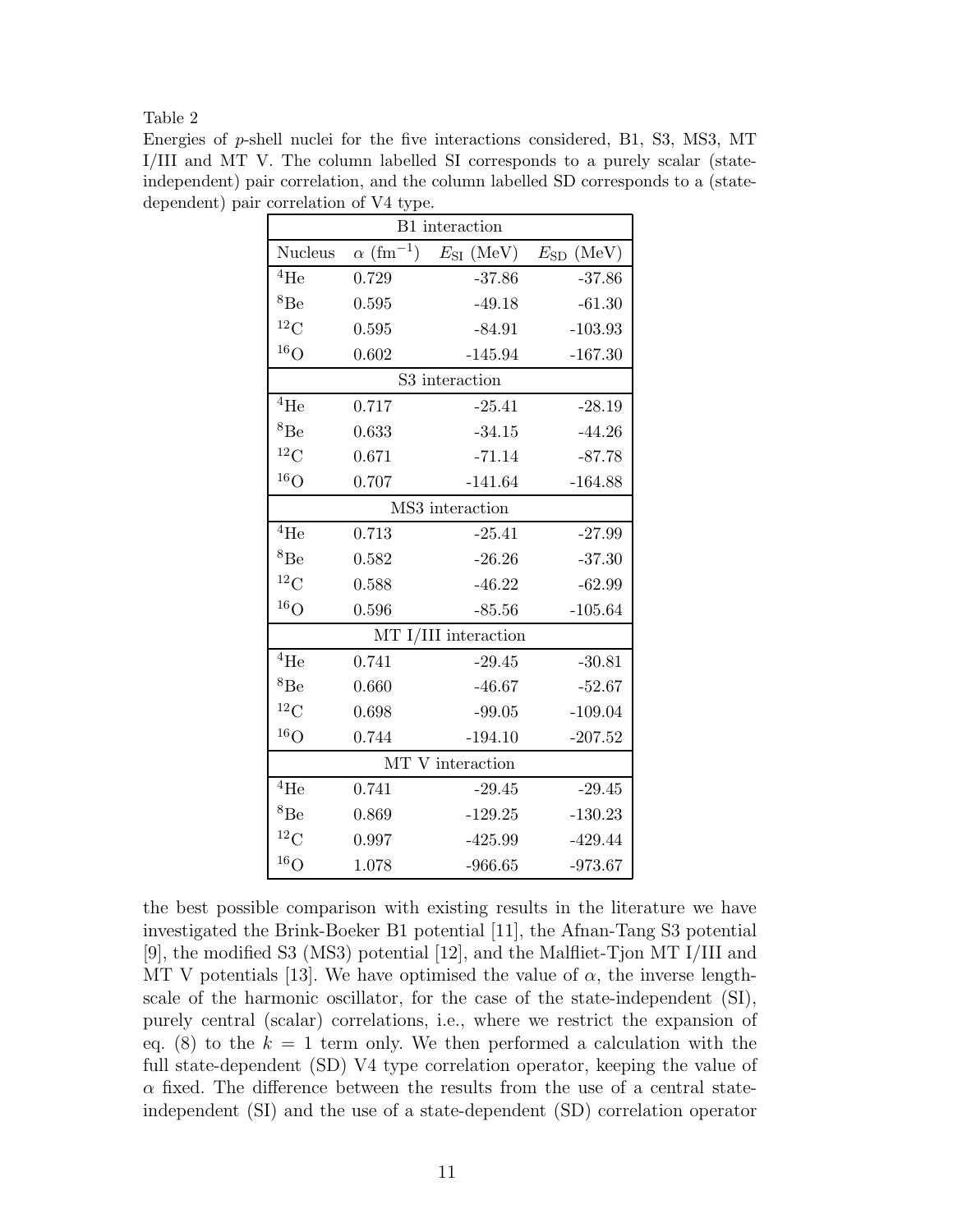Table 2

Energies of $p$-shell nuclei for the five interactions considered, B1, S3, MS3, MT I/III and MT V. The column labelled SI corresponds to a purely scalar (state-independent) pair correlation, and the column labelled SD corresponds to a (state-dependent) pair correlation of V4 type.

| B1 interaction | | | |
|---|---|---|---|
| Nucleus | $\alpha$ (fm$^{-1}$) | $E_{\rm SI}$ (MeV) | $E_{\rm SD}$ (MeV) |
| $^4$He | 0.729 | -37.86 | -37.86 |
| $^8$Be | 0.595 | -49.18 | -61.30 |
| $^{12}$C | 0.595 | -84.91 | -103.93 |
| $^{16}$O | 0.602 | -145.94 | -167.30 |
| S3 interaction | | | |
| $^4$He | 0.717 | -25.41 | -28.19 |
| $^8$Be | 0.633 | -34.15 | -44.26 |
| $^{12}$C | 0.671 | -71.14 | -87.78 |
| $^{16}$O | 0.707 | -141.64 | -164.88 |
| MS3 interaction | | | |
| $^4$He | 0.713 | -25.41 | -27.99 |
| $^8$Be | 0.582 | -26.26 | -37.30 |
| $^{12}$C | 0.588 | -46.22 | -62.99 |
| $^{16}$O | 0.596 | -85.56 | -105.64 |
| MT I/III interaction | | | |
| $^4$He | 0.741 | -29.45 | -30.81 |
| $^8$Be | 0.660 | -46.67 | -52.67 |
| $^{12}$C | 0.698 | -99.05 | -109.04 |
| $^{16}$O | 0.744 | -194.10 | -207.52 |
| MT V interaction | | | |
| $^4$He | 0.741 | -29.45 | -29.45 |
| $^8$Be | 0.869 | -129.25 | -130.23 |
| $^{12}$C | 0.997 | -425.99 | -429.44 |
| $^{16}$O | 1.078 | -966.65 | -973.67 |

the best possible comparison with existing results in the literature we have investigated the Brink-Boeker B1 potential [11], the Afnan-Tang S3 potential [9], the modified S3 (MS3) potential [12], and the Malfliet-Tjon MT I/III and MT V potentials [13]. We have optimised the value of $\alpha$, the inverse length-scale of the harmonic oscillator, for the case of the state-independent (SI), purely central (scalar) correlations, i.e., where we restrict the expansion of eq. (8) to the $k = 1$ term only. We then performed a calculation with the full state-dependent (SD) V4 type correlation operator, keeping the value of $\alpha$ fixed. The difference between the results from the use of a central state-independent (SI) and the use of a state-dependent (SD) correlation operator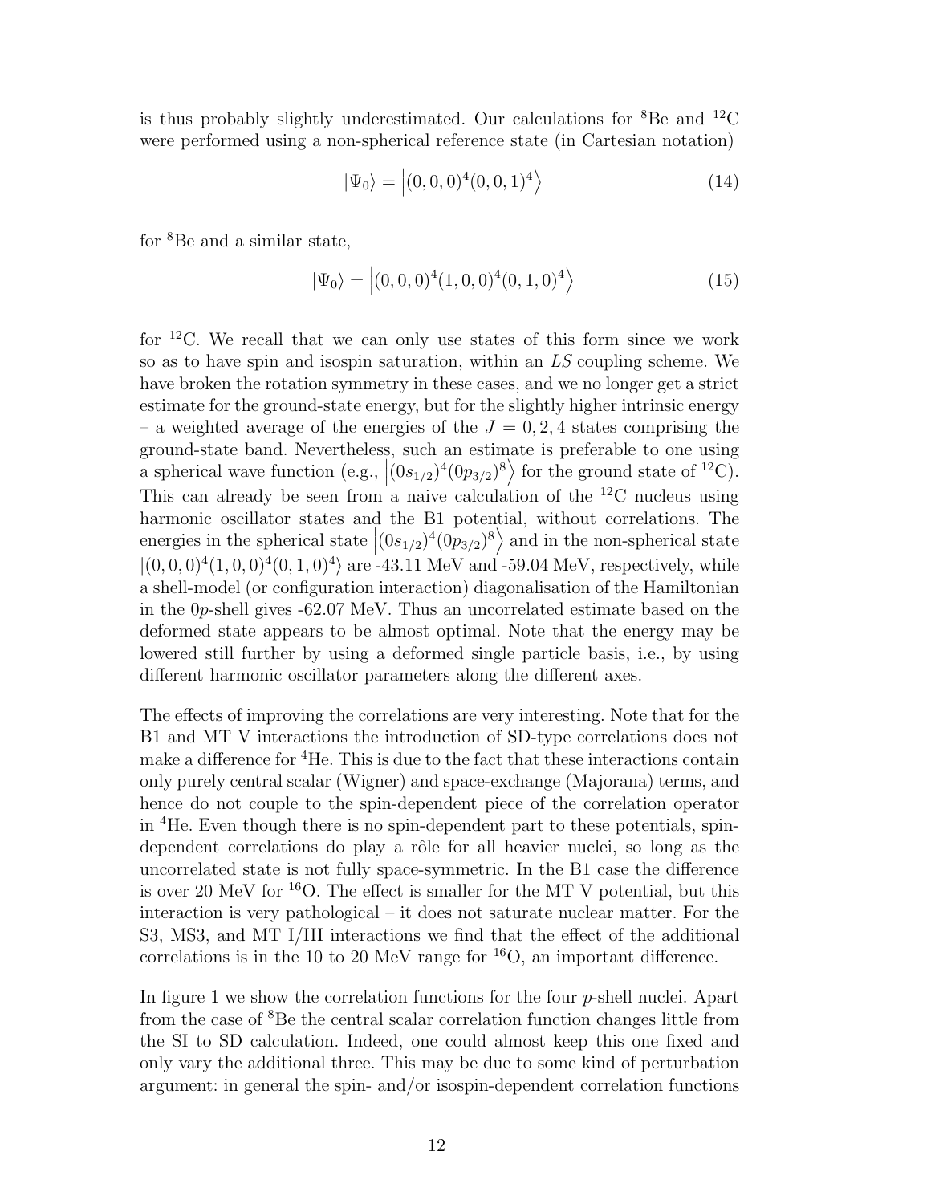is thus probably slightly underestimated. Our calculations for $^8$Be and $^{12}$C were performed using a non-spherical reference state (in Cartesian notation)

$$|\Psi_0\rangle = \left|(0,0,0)^4(0,0,1)^4\right\rangle \tag{14}$$

for $^8$Be and a similar state,

$$|\Psi_0\rangle = \left|(0,0,0)^4(1,0,0)^4(0,1,0)^4\right\rangle \tag{15}$$

for $^{12}$C. We recall that we can only use states of this form since we work so as to have spin and isospin saturation, within an $LS$ coupling scheme. We have broken the rotation symmetry in these cases, and we no longer get a strict estimate for the ground-state energy, but for the slightly higher intrinsic energy – a weighted average of the energies of the $J = 0, 2, 4$ states comprising the ground-state band. Nevertheless, such an estimate is preferable to one using a spherical wave function (e.g., $\left|(0s_{1/2})^4(0p_{3/2})^8\right\rangle$ for the ground state of $^{12}$C). This can already be seen from a naive calculation of the $^{12}$C nucleus using harmonic oscillator states and the B1 potential, without correlations. The energies in the spherical state $\left|(0s_{1/2})^4(0p_{3/2})^8\right\rangle$ and in the non-spherical state $|(0,0,0)^4(1,0,0)^4(0,1,0)^4\rangle$ are -43.11 MeV and -59.04 MeV, respectively, while a shell-model (or configuration interaction) diagonalisation of the Hamiltonian in the $0p$-shell gives -62.07 MeV. Thus an uncorrelated estimate based on the deformed state appears to be almost optimal. Note that the energy may be lowered still further by using a deformed single particle basis, i.e., by using different harmonic oscillator parameters along the different axes.

The effects of improving the correlations are very interesting. Note that for the B1 and MT V interactions the introduction of SD-type correlations does not make a difference for $^4$He. This is due to the fact that these interactions contain only purely central scalar (Wigner) and space-exchange (Majorana) terms, and hence do not couple to the spin-dependent piece of the correlation operator in $^4$He. Even though there is no spin-dependent part to these potentials, spin-dependent correlations do play a rôle for all heavier nuclei, so long as the uncorrelated state is not fully space-symmetric. In the B1 case the difference is over 20 MeV for $^{16}$O. The effect is smaller for the MT V potential, but this interaction is very pathological – it does not saturate nuclear matter. For the S3, MS3, and MT I/III interactions we find that the effect of the additional correlations is in the 10 to 20 MeV range for $^{16}$O, an important difference.

In figure 1 we show the correlation functions for the four $p$-shell nuclei. Apart from the case of $^8$Be the central scalar correlation function changes little from the SI to SD calculation. Indeed, one could almost keep this one fixed and only vary the additional three. This may be due to some kind of perturbation argument: in general the spin- and/or isospin-dependent correlation functions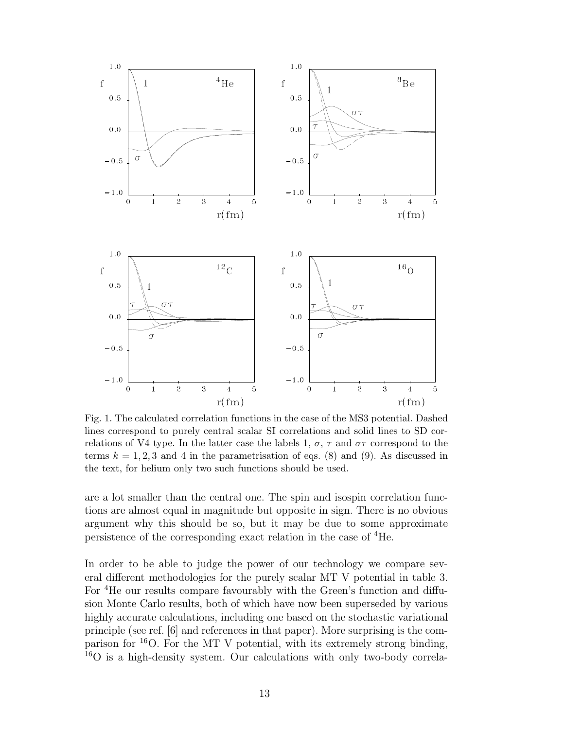Fig. 1. The calculated correlation functions in the case of the MS3 potential. Dashed lines correspond to purely central scalar SI correlations and solid lines to SD correlations of V4 type. In the latter case the labels 1, $\sigma$, $\tau$ and $\sigma\tau$ correspond to the terms $k = 1, 2, 3$ and 4 in the parametrisation of eqs. (8) and (9). As discussed in the text, for helium only two such functions should be used.

are a lot smaller than the central one. The spin and isospin correlation functions are almost equal in magnitude but opposite in sign. There is no obvious argument why this should be so, but it may be due to some approximate persistence of the corresponding exact relation in the case of $^4$He.

In order to be able to judge the power of our technology we compare several different methodologies for the purely scalar MT V potential in table 3. For $^4$He our results compare favourably with the Green's function and diffusion Monte Carlo results, both of which have now been superseded by various highly accurate calculations, including one based on the stochastic variational principle (see ref. [6] and references in that paper). More surprising is the comparison for $^{16}$O. For the MT V potential, with its extremely strong binding, $^{16}$O is a high-density system. Our calculations with only two-body correla-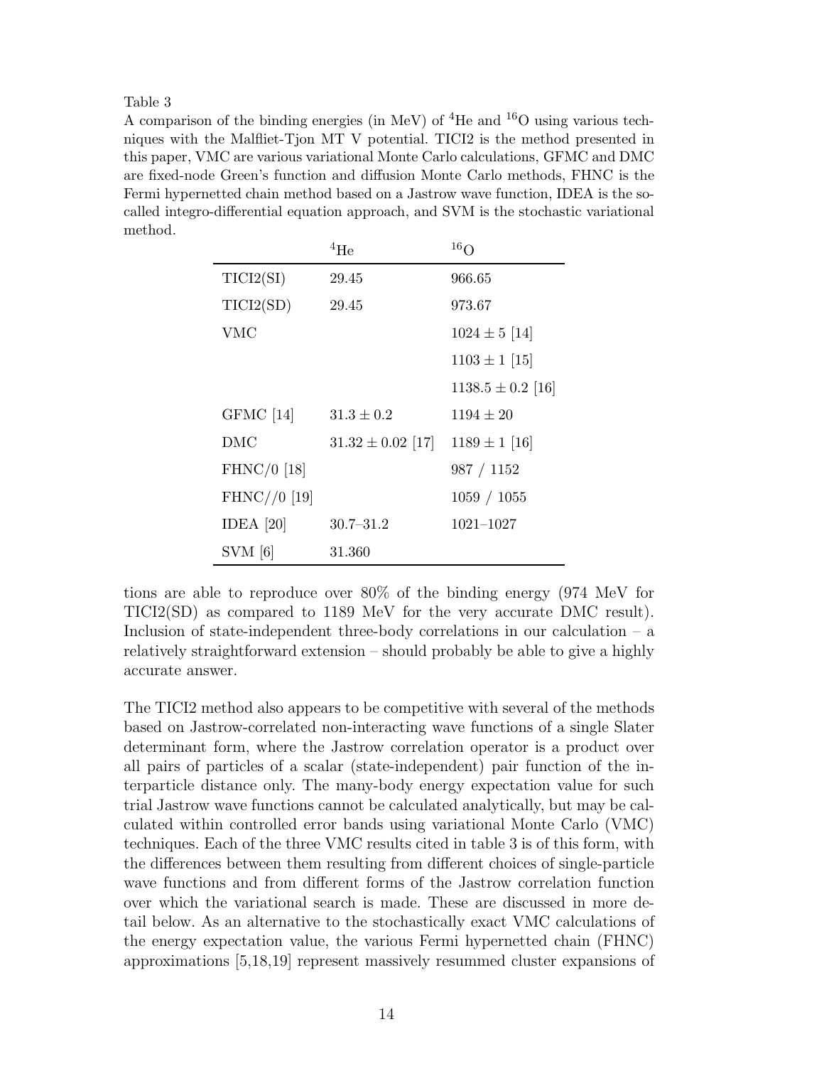Table 3
A comparison of the binding energies (in MeV) of $^4$He and $^{16}$O using various techniques with the Malfliet-Tjon MT V potential. TICI2 is the method presented in this paper, VMC are various variational Monte Carlo calculations, GFMC and DMC are fixed-node Green's function and diffusion Monte Carlo methods, FHNC is the Fermi hypernetted chain method based on a Jastrow wave function, IDEA is the so-called integro-differential equation approach, and SVM is the stochastic variational method.

| | $^4$He | $^{16}$O |
|---|---|---|
| TICI2(SI) | 29.45 | 966.65 |
| TICI2(SD) | 29.45 | 973.67 |
| VMC | | $1024 \pm 5$ [14] |
| | | $1103 \pm 1$ [15] |
| | | $1138.5 \pm 0.2$ [16] |
| GFMC [14] | $31.3 \pm 0.2$ | $1194 \pm 20$ |
| DMC | $31.32 \pm 0.02$ [17] | $1189 \pm 1$ [16] |
| FHNC/0 [18] | | 987 / 1152 |
| FHNC//0 [19] | | 1059 / 1055 |
| IDEA [20] | 30.7–31.2 | 1021–1027 |
| SVM [6] | 31.360 | |

tions are able to reproduce over 80% of the binding energy (974 MeV for TICI2(SD) as compared to 1189 MeV for the very accurate DMC result). Inclusion of state-independent three-body correlations in our calculation – a relatively straightforward extension – should probably be able to give a highly accurate answer.

The TICI2 method also appears to be competitive with several of the methods based on Jastrow-correlated non-interacting wave functions of a single Slater determinant form, where the Jastrow correlation operator is a product over all pairs of particles of a scalar (state-independent) pair function of the interparticle distance only. The many-body energy expectation value for such trial Jastrow wave functions cannot be calculated analytically, but may be calculated within controlled error bands using variational Monte Carlo (VMC) techniques. Each of the three VMC results cited in table 3 is of this form, with the differences between them resulting from different choices of single-particle wave functions and from different forms of the Jastrow correlation function over which the variational search is made. These are discussed in more detail below. As an alternative to the stochastically exact VMC calculations of the energy expectation value, the various Fermi hypernetted chain (FHNC) approximations [5,18,19] represent massively resummed cluster expansions of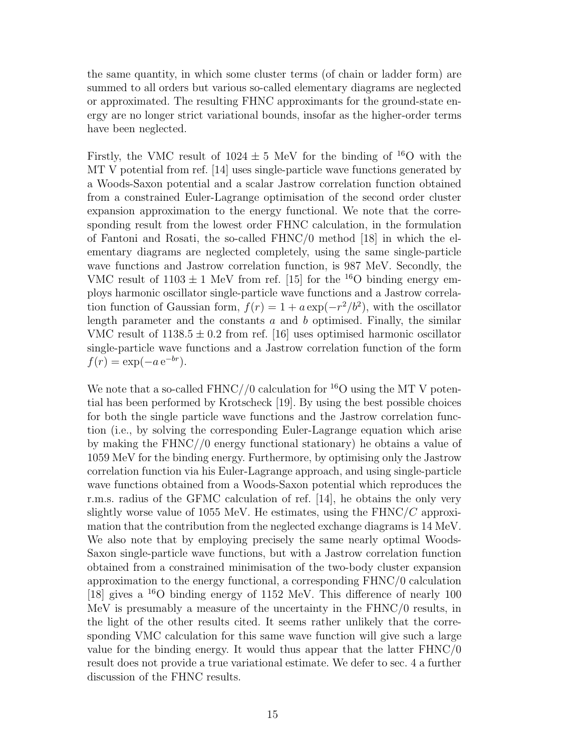the same quantity, in which some cluster terms (of chain or ladder form) are summed to all orders but various so-called elementary diagrams are neglected or approximated. The resulting FHNC approximants for the ground-state energy are no longer strict variational bounds, insofar as the higher-order terms have been neglected.

Firstly, the VMC result of $1024 \pm 5$ MeV for the binding of $^{16}$O with the MT V potential from ref. [14] uses single-particle wave functions generated by a Woods-Saxon potential and a scalar Jastrow correlation function obtained from a constrained Euler-Lagrange optimisation of the second order cluster expansion approximation to the energy functional. We note that the corresponding result from the lowest order FHNC calculation, in the formulation of Fantoni and Rosati, the so-called FHNC/0 method [18] in which the elementary diagrams are neglected completely, using the same single-particle wave functions and Jastrow correlation function, is 987 MeV. Secondly, the VMC result of $1103 \pm 1$ MeV from ref. [15] for the $^{16}$O binding energy employs harmonic oscillator single-particle wave functions and a Jastrow correlation function of Gaussian form, $f(r) = 1 + a\exp(-r^2/b^2)$, with the oscillator length parameter and the constants $a$ and $b$ optimised. Finally, the similar VMC result of $1138.5 \pm 0.2$ from ref. [16] uses optimised harmonic oscillator single-particle wave functions and a Jastrow correlation function of the form $f(r) = \exp(-a\,\mathrm{e}^{-br})$.

We note that a so-called FHNC//0 calculation for $^{16}$O using the MT V potential has been performed by Krotscheck [19]. By using the best possible choices for both the single particle wave functions and the Jastrow correlation function (i.e., by solving the corresponding Euler-Lagrange equation which arise by making the FHNC//0 energy functional stationary) he obtains a value of 1059 MeV for the binding energy. Furthermore, by optimising only the Jastrow correlation function via his Euler-Lagrange approach, and using single-particle wave functions obtained from a Woods-Saxon potential which reproduces the r.m.s. radius of the GFMC calculation of ref. [14], he obtains the only very slightly worse value of 1055 MeV. He estimates, using the FHNC/$C$ approximation that the contribution from the neglected exchange diagrams is 14 MeV. We also note that by employing precisely the same nearly optimal Woods-Saxon single-particle wave functions, but with a Jastrow correlation function obtained from a constrained minimisation of the two-body cluster expansion approximation to the energy functional, a corresponding FHNC/0 calculation [18] gives a $^{16}$O binding energy of 1152 MeV. This difference of nearly 100 MeV is presumably a measure of the uncertainty in the FHNC/0 results, in the light of the other results cited. It seems rather unlikely that the corresponding VMC calculation for this same wave function will give such a large value for the binding energy. It would thus appear that the latter FHNC/0 result does not provide a true variational estimate. We defer to sec. 4 a further discussion of the FHNC results.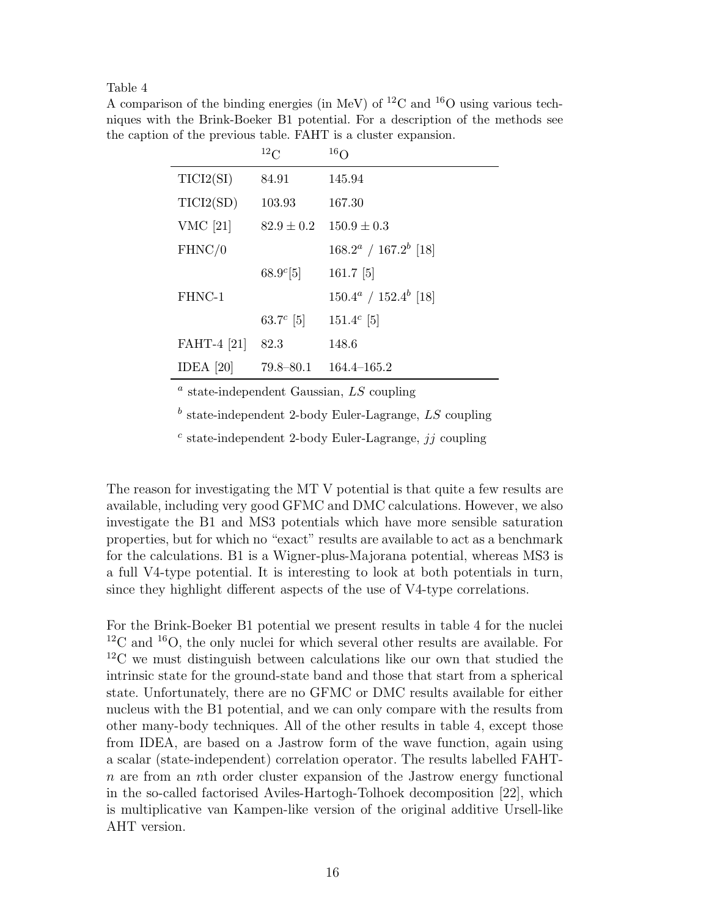Table 4

A comparison of the binding energies (in MeV) of $^{12}$C and $^{16}$O using various techniques with the Brink-Boeker B1 potential. For a description of the methods see the caption of the previous table. FAHT is a cluster expansion.

| | $^{12}$C | $^{16}$O |
|---|---|---|
| TICI2(SI) | 84.91 | 145.94 |
| TICI2(SD) | 103.93 | 167.30 |
| VMC [21] | $82.9 \pm 0.2$ | $150.9 \pm 0.3$ |
| FHNC/0 | | $168.2^a$ / $167.2^b$ [18] |
| | $68.9^c$[5] | 161.7 [5] |
| FHNC-1 | | $150.4^a$ / $152.4^b$ [18] |
| | $63.7^c$ [5] | $151.4^c$ [5] |
| FAHT-4 [21] | 82.3 | 148.6 |
| IDEA [20] | 79.8–80.1 | 164.4–165.2 |

$^a$ state-independent Gaussian, $LS$ coupling

$^b$ state-independent 2-body Euler-Lagrange, $LS$ coupling

$^c$ state-independent 2-body Euler-Lagrange, $jj$ coupling

The reason for investigating the MT V potential is that quite a few results are available, including very good GFMC and DMC calculations. However, we also investigate the B1 and MS3 potentials which have more sensible saturation properties, but for which no "exact" results are available to act as a benchmark for the calculations. B1 is a Wigner-plus-Majorana potential, whereas MS3 is a full V4-type potential. It is interesting to look at both potentials in turn, since they highlight different aspects of the use of V4-type correlations.

For the Brink-Boeker B1 potential we present results in table 4 for the nuclei $^{12}$C and $^{16}$O, the only nuclei for which several other results are available. For $^{12}$C we must distinguish between calculations like our own that studied the intrinsic state for the ground-state band and those that start from a spherical state. Unfortunately, there are no GFMC or DMC results available for either nucleus with the B1 potential, and we can only compare with the results from other many-body techniques. All of the other results in table 4, except those from IDEA, are based on a Jastrow form of the wave function, again using a scalar (state-independent) correlation operator. The results labelled FAHT-$n$ are from an $n$th order cluster expansion of the Jastrow energy functional in the so-called factorised Aviles-Hartogh-Tolhoek decomposition [22], which is multiplicative van Kampen-like version of the original additive Ursell-like AHT version.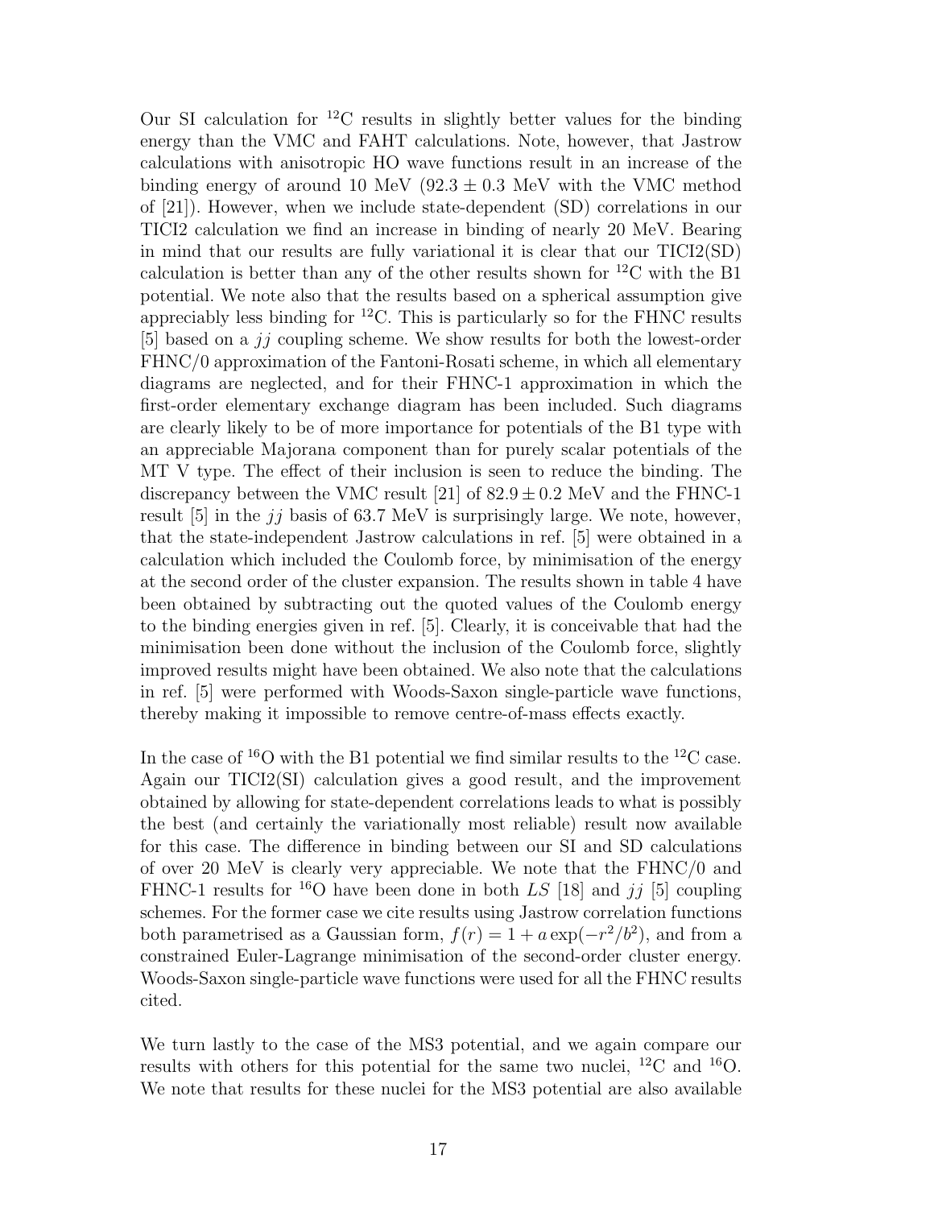Our SI calculation for $^{12}$C results in slightly better values for the binding energy than the VMC and FAHT calculations. Note, however, that Jastrow calculations with anisotropic HO wave functions result in an increase of the binding energy of around 10 MeV ($92.3 \pm 0.3$ MeV with the VMC method of [21]). However, when we include state-dependent (SD) correlations in our TICI2 calculation we find an increase in binding of nearly 20 MeV. Bearing in mind that our results are fully variational it is clear that our TICI2(SD) calculation is better than any of the other results shown for $^{12}$C with the B1 potential. We note also that the results based on a spherical assumption give appreciably less binding for $^{12}$C. This is particularly so for the FHNC results [5] based on a $jj$ coupling scheme. We show results for both the lowest-order FHNC/0 approximation of the Fantoni-Rosati scheme, in which all elementary diagrams are neglected, and for their FHNC-1 approximation in which the first-order elementary exchange diagram has been included. Such diagrams are clearly likely to be of more importance for potentials of the B1 type with an appreciable Majorana component than for purely scalar potentials of the MT V type. The effect of their inclusion is seen to reduce the binding. The discrepancy between the VMC result [21] of $82.9 \pm 0.2$ MeV and the FHNC-1 result [5] in the $jj$ basis of 63.7 MeV is surprisingly large. We note, however, that the state-independent Jastrow calculations in ref. [5] were obtained in a calculation which included the Coulomb force, by minimisation of the energy at the second order of the cluster expansion. The results shown in table 4 have been obtained by subtracting out the quoted values of the Coulomb energy to the binding energies given in ref. [5]. Clearly, it is conceivable that had the minimisation been done without the inclusion of the Coulomb force, slightly improved results might have been obtained. We also note that the calculations in ref. [5] were performed with Woods-Saxon single-particle wave functions, thereby making it impossible to remove centre-of-mass effects exactly.

In the case of $^{16}$O with the B1 potential we find similar results to the $^{12}$C case. Again our TICI2(SI) calculation gives a good result, and the improvement obtained by allowing for state-dependent correlations leads to what is possibly the best (and certainly the variationally most reliable) result now available for this case. The difference in binding between our SI and SD calculations of over 20 MeV is clearly very appreciable. We note that the FHNC/0 and FHNC-1 results for $^{16}$O have been done in both $LS$ [18] and $jj$ [5] coupling schemes. For the former case we cite results using Jastrow correlation functions both parametrised as a Gaussian form, $f(r) = 1 + a\exp(-r^2/b^2)$, and from a constrained Euler-Lagrange minimisation of the second-order cluster energy. Woods-Saxon single-particle wave functions were used for all the FHNC results cited.

We turn lastly to the case of the MS3 potential, and we again compare our results with others for this potential for the same two nuclei, $^{12}$C and $^{16}$O. We note that results for these nuclei for the MS3 potential are also available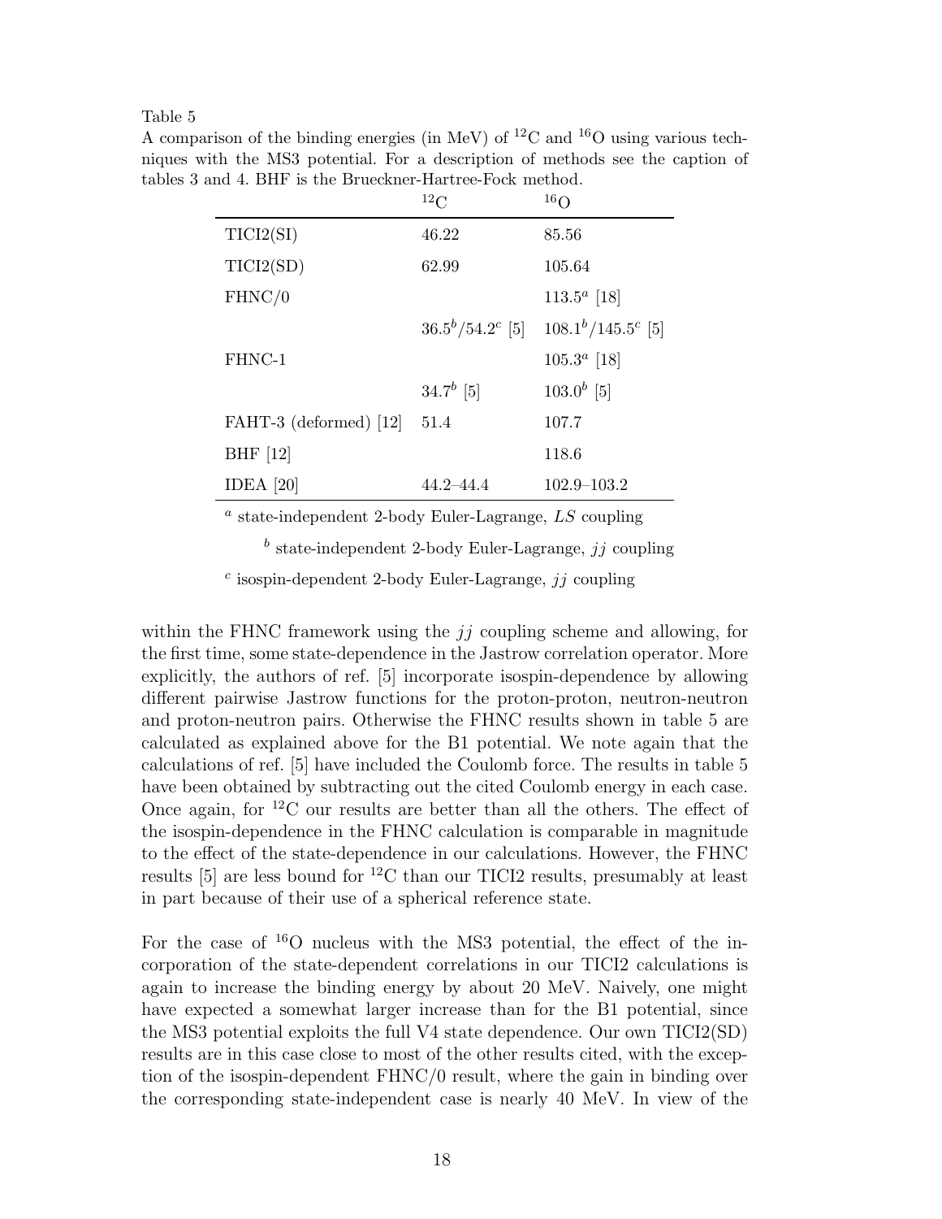Table 5

A comparison of the binding energies (in MeV) of $^{12}$C and $^{16}$O using various techniques with the MS3 potential. For a description of methods see the caption of tables 3 and 4. BHF is the Brueckner-Hartree-Fock method.

| | $^{12}$C | $^{16}$O |
|---|---|---|
| TICI2(SI) | 46.22 | 85.56 |
| TICI2(SD) | 62.99 | 105.64 |
| FHNC/0 | | $113.5^a$ [18] |
| | $36.5^b/54.2^c$ [5] | $108.1^b/145.5^c$ [5] |
| FHNC-1 | | $105.3^a$ [18] |
| | $34.7^b$ [5] | $103.0^b$ [5] |
| FAHT-3 (deformed) [12] | 51.4 | 107.7 |
| BHF [12] | | 118.6 |
| IDEA [20] | 44.2–44.4 | 102.9–103.2 |

$^a$ state-independent 2-body Euler-Lagrange, $LS$ coupling

$^b$ state-independent 2-body Euler-Lagrange, $jj$ coupling

$^c$ isospin-dependent 2-body Euler-Lagrange, $jj$ coupling

within the FHNC framework using the $jj$ coupling scheme and allowing, for the first time, some state-dependence in the Jastrow correlation operator. More explicitly, the authors of ref. [5] incorporate isospin-dependence by allowing different pairwise Jastrow functions for the proton-proton, neutron-neutron and proton-neutron pairs. Otherwise the FHNC results shown in table 5 are calculated as explained above for the B1 potential. We note again that the calculations of ref. [5] have included the Coulomb force. The results in table 5 have been obtained by subtracting out the cited Coulomb energy in each case. Once again, for $^{12}$C our results are better than all the others. The effect of the isospin-dependence in the FHNC calculation is comparable in magnitude to the effect of the state-dependence in our calculations. However, the FHNC results [5] are less bound for $^{12}$C than our TICI2 results, presumably at least in part because of their use of a spherical reference state.

For the case of $^{16}$O nucleus with the MS3 potential, the effect of the incorporation of the state-dependent correlations in our TICI2 calculations is again to increase the binding energy by about 20 MeV. Naively, one might have expected a somewhat larger increase than for the B1 potential, since the MS3 potential exploits the full V4 state dependence. Our own TICI2(SD) results are in this case close to most of the other results cited, with the exception of the isospin-dependent FHNC/0 result, where the gain in binding over the corresponding state-independent case is nearly 40 MeV. In view of the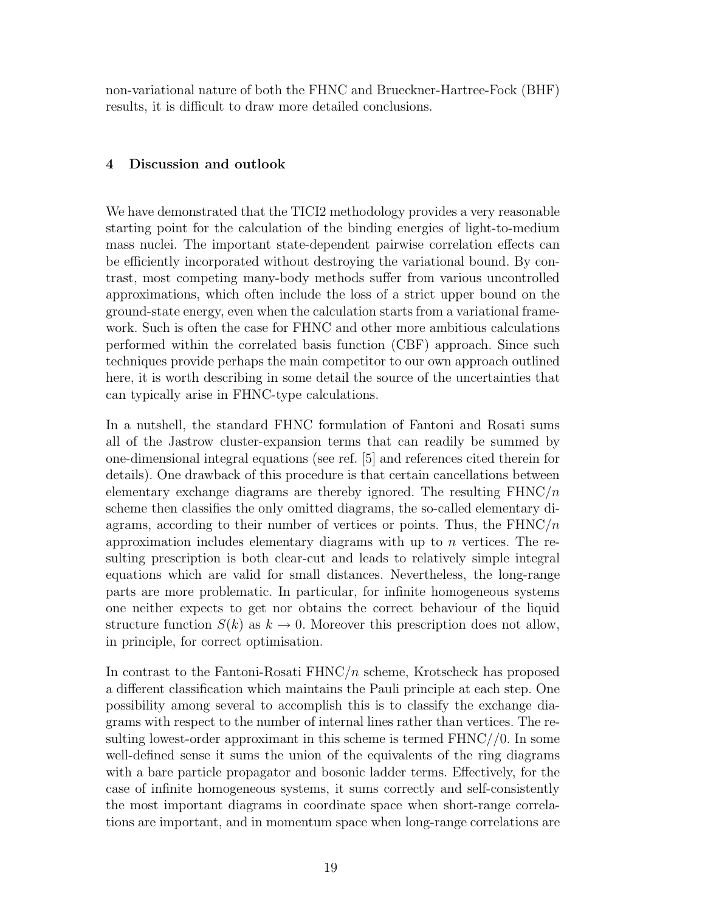non-variational nature of both the FHNC and Brueckner-Hartree-Fock (BHF) results, it is difficult to draw more detailed conclusions.

## 4 Discussion and outlook

We have demonstrated that the TICI2 methodology provides a very reasonable starting point for the calculation of the binding energies of light-to-medium mass nuclei. The important state-dependent pairwise correlation effects can be efficiently incorporated without destroying the variational bound. By contrast, most competing many-body methods suffer from various uncontrolled approximations, which often include the loss of a strict upper bound on the ground-state energy, even when the calculation starts from a variational framework. Such is often the case for FHNC and other more ambitious calculations performed within the correlated basis function (CBF) approach. Since such techniques provide perhaps the main competitor to our own approach outlined here, it is worth describing in some detail the source of the uncertainties that can typically arise in FHNC-type calculations.

In a nutshell, the standard FHNC formulation of Fantoni and Rosati sums all of the Jastrow cluster-expansion terms that can readily be summed by one-dimensional integral equations (see ref. [5] and references cited therein for details). One drawback of this procedure is that certain cancellations between elementary exchange diagrams are thereby ignored. The resulting FHNC/$n$ scheme then classifies the only omitted diagrams, the so-called elementary diagrams, according to their number of vertices or points. Thus, the FHNC/$n$ approximation includes elementary diagrams with up to $n$ vertices. The resulting prescription is both clear-cut and leads to relatively simple integral equations which are valid for small distances. Nevertheless, the long-range parts are more problematic. In particular, for infinite homogeneous systems one neither expects to get nor obtains the correct behaviour of the liquid structure function $S(k)$ as $k \to 0$. Moreover this prescription does not allow, in principle, for correct optimisation.

In contrast to the Fantoni-Rosati FHNC/$n$ scheme, Krotscheck has proposed a different classification which maintains the Pauli principle at each step. One possibility among several to accomplish this is to classify the exchange diagrams with respect to the number of internal lines rather than vertices. The resulting lowest-order approximant in this scheme is termed FHNC//0. In some well-defined sense it sums the union of the equivalents of the ring diagrams with a bare particle propagator and bosonic ladder terms. Effectively, for the case of infinite homogeneous systems, it sums correctly and self-consistently the most important diagrams in coordinate space when short-range correlations are important, and in momentum space when long-range correlations are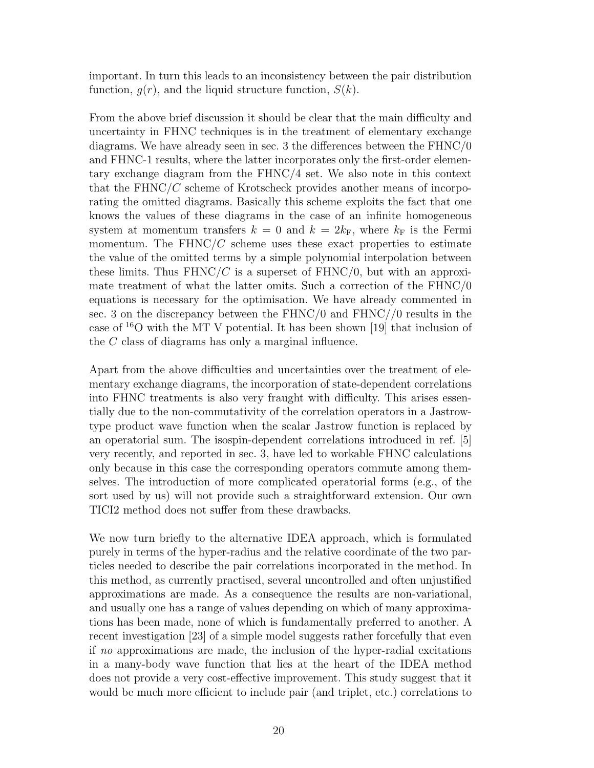important. In turn this leads to an inconsistency between the pair distribution function, $g(r)$, and the liquid structure function, $S(k)$.

From the above brief discussion it should be clear that the main difficulty and uncertainty in FHNC techniques is in the treatment of elementary exchange diagrams. We have already seen in sec. 3 the differences between the FHNC/0 and FHNC-1 results, where the latter incorporates only the first-order elementary exchange diagram from the FHNC/4 set. We also note in this context that the FHNC/$C$ scheme of Krotscheck provides another means of incorporating the omitted diagrams. Basically this scheme exploits the fact that one knows the values of these diagrams in the case of an infinite homogeneous system at momentum transfers $k = 0$ and $k = 2k_{\mathrm{F}}$, where $k_{\mathrm{F}}$ is the Fermi momentum. The FHNC/$C$ scheme uses these exact properties to estimate the value of the omitted terms by a simple polynomial interpolation between these limits. Thus FHNC/$C$ is a superset of FHNC/0, but with an approximate treatment of what the latter omits. Such a correction of the FHNC/0 equations is necessary for the optimisation. We have already commented in sec. 3 on the discrepancy between the FHNC/0 and FHNC//0 results in the case of $^{16}$O with the MT V potential. It has been shown [19] that inclusion of the $C$ class of diagrams has only a marginal influence.

Apart from the above difficulties and uncertainties over the treatment of elementary exchange diagrams, the incorporation of state-dependent correlations into FHNC treatments is also very fraught with difficulty. This arises essentially due to the non-commutativity of the correlation operators in a Jastrow-type product wave function when the scalar Jastrow function is replaced by an operatorial sum. The isospin-dependent correlations introduced in ref. [5] very recently, and reported in sec. 3, have led to workable FHNC calculations only because in this case the corresponding operators commute among themselves. The introduction of more complicated operatorial forms (e.g., of the sort used by us) will not provide such a straightforward extension. Our own TICI2 method does not suffer from these drawbacks.

We now turn briefly to the alternative IDEA approach, which is formulated purely in terms of the hyper-radius and the relative coordinate of the two particles needed to describe the pair correlations incorporated in the method. In this method, as currently practised, several uncontrolled and often unjustified approximations are made. As a consequence the results are non-variational, and usually one has a range of values depending on which of many approximations has been made, none of which is fundamentally preferred to another. A recent investigation [23] of a simple model suggests rather forcefully that even if *no* approximations are made, the inclusion of the hyper-radial excitations in a many-body wave function that lies at the heart of the IDEA method does not provide a very cost-effective improvement. This study suggest that it would be much more efficient to include pair (and triplet, etc.) correlations to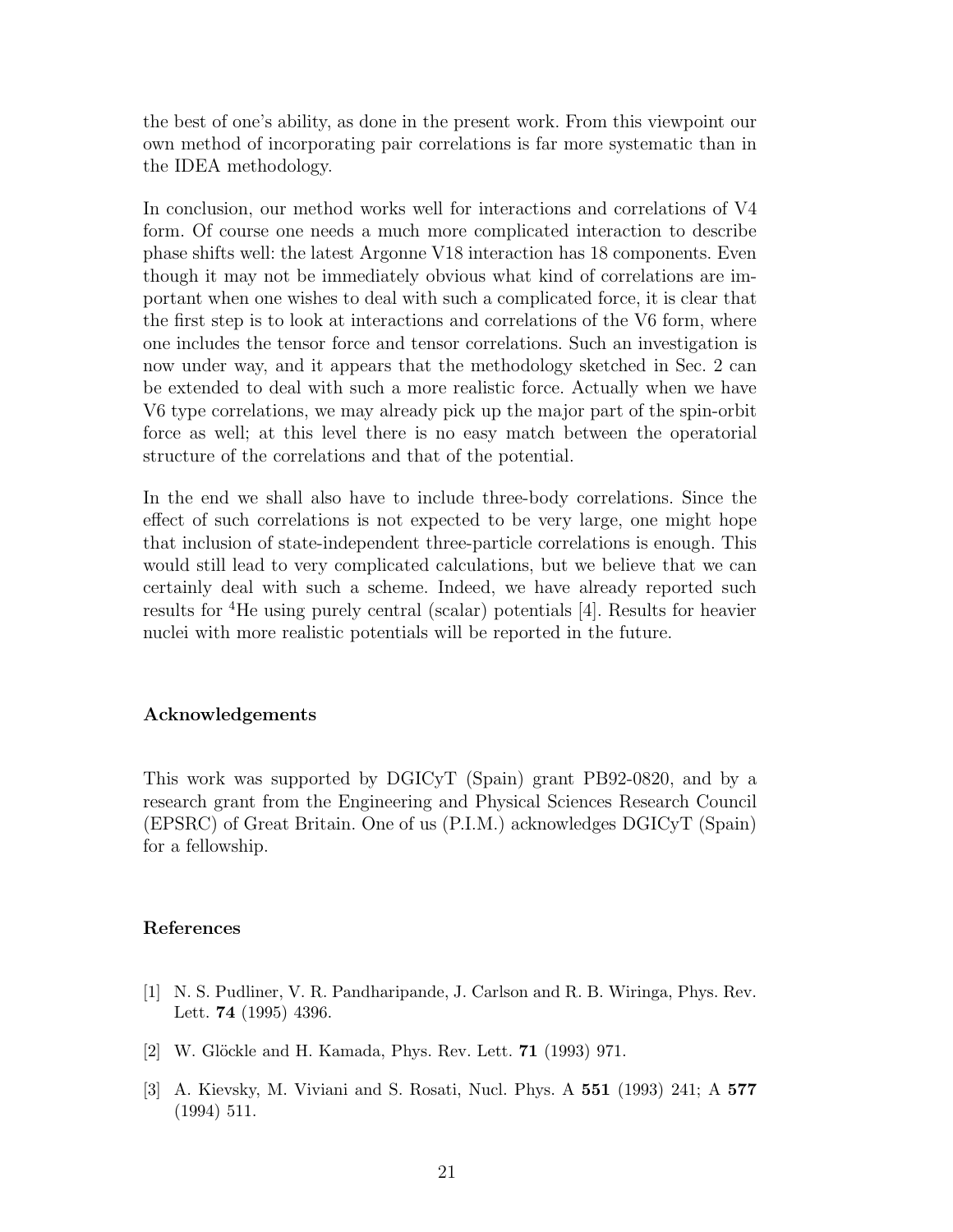the best of one's ability, as done in the present work. From this viewpoint our own method of incorporating pair correlations is far more systematic than in the IDEA methodology.

In conclusion, our method works well for interactions and correlations of V4 form. Of course one needs a much more complicated interaction to describe phase shifts well: the latest Argonne V18 interaction has 18 components. Even though it may not be immediately obvious what kind of correlations are important when one wishes to deal with such a complicated force, it is clear that the first step is to look at interactions and correlations of the V6 form, where one includes the tensor force and tensor correlations. Such an investigation is now under way, and it appears that the methodology sketched in Sec. 2 can be extended to deal with such a more realistic force. Actually when we have V6 type correlations, we may already pick up the major part of the spin-orbit force as well; at this level there is no easy match between the operatorial structure of the correlations and that of the potential.

In the end we shall also have to include three-body correlations. Since the effect of such correlations is not expected to be very large, one might hope that inclusion of state-independent three-particle correlations is enough. This would still lead to very complicated calculations, but we believe that we can certainly deal with such a scheme. Indeed, we have already reported such results for $^4$He using purely central (scalar) potentials [4]. Results for heavier nuclei with more realistic potentials will be reported in the future.

### Acknowledgements

This work was supported by DGICyT (Spain) grant PB92-0820, and by a research grant from the Engineering and Physical Sciences Research Council (EPSRC) of Great Britain. One of us (P.I.M.) acknowledges DGICyT (Spain) for a fellowship.

### References

[1] N. S. Pudliner, V. R. Pandharipande, J. Carlson and R. B. Wiringa, Phys. Rev. Lett. **74** (1995) 4396.

[2] W. Glöckle and H. Kamada, Phys. Rev. Lett. **71** (1993) 971.

[3] A. Kievsky, M. Viviani and S. Rosati, Nucl. Phys. A **551** (1993) 241; A **577** (1994) 511.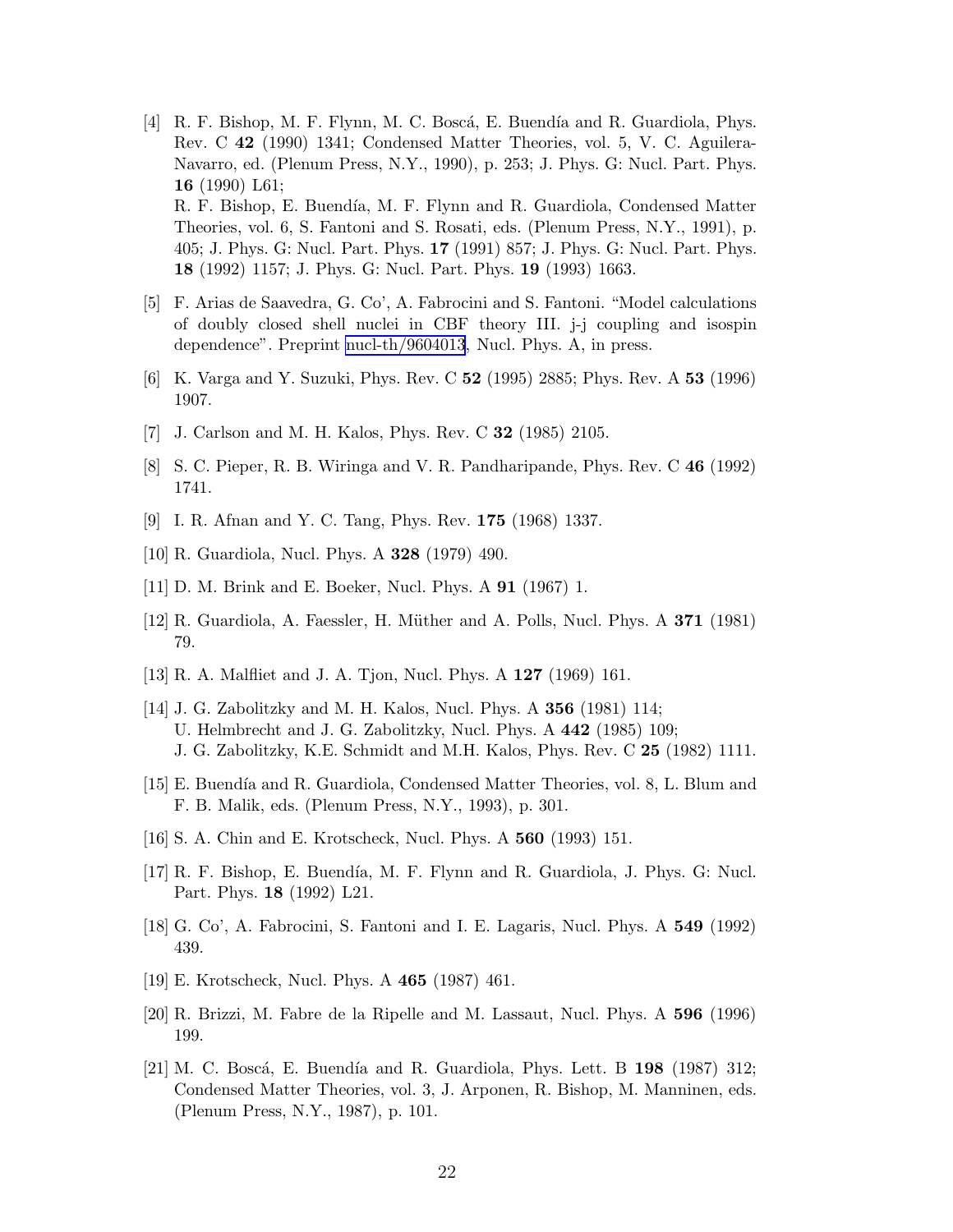[4] R. F. Bishop, M. F. Flynn, M. C. Boscá, E. Buendía and R. Guardiola, Phys. Rev. C **42** (1990) 1341; Condensed Matter Theories, vol. 5, V. C. Aguilera-Navarro, ed. (Plenum Press, N.Y., 1990), p. 253; J. Phys. G: Nucl. Part. Phys. **16** (1990) L61;
R. F. Bishop, E. Buendía, M. F. Flynn and R. Guardiola, Condensed Matter Theories, vol. 6, S. Fantoni and S. Rosati, eds. (Plenum Press, N.Y., 1991), p. 405; J. Phys. G: Nucl. Part. Phys. **17** (1991) 857; J. Phys. G: Nucl. Part. Phys. **18** (1992) 1157; J. Phys. G: Nucl. Part. Phys. **19** (1993) 1663.

[5] F. Arias de Saavedra, G. Co', A. Fabrocini and S. Fantoni. "Model calculations of doubly closed shell nuclei in CBF theory III. j-j coupling and isospin dependence". Preprint nucl-th/9604013, Nucl. Phys. A, in press.

[6] K. Varga and Y. Suzuki, Phys. Rev. C **52** (1995) 2885; Phys. Rev. A **53** (1996) 1907.

[7] J. Carlson and M. H. Kalos, Phys. Rev. C **32** (1985) 2105.

[8] S. C. Pieper, R. B. Wiringa and V. R. Pandharipande, Phys. Rev. C **46** (1992) 1741.

[9] I. R. Afnan and Y. C. Tang, Phys. Rev. **175** (1968) 1337.

[10] R. Guardiola, Nucl. Phys. A **328** (1979) 490.

[11] D. M. Brink and E. Boeker, Nucl. Phys. A **91** (1967) 1.

[12] R. Guardiola, A. Faessler, H. Müther and A. Polls, Nucl. Phys. A **371** (1981) 79.

[13] R. A. Malfliet and J. A. Tjon, Nucl. Phys. A **127** (1969) 161.

[14] J. G. Zabolitzky and M. H. Kalos, Nucl. Phys. A **356** (1981) 114;
U. Helmbrecht and J. G. Zabolitzky, Nucl. Phys. A **442** (1985) 109;
J. G. Zabolitzky, K.E. Schmidt and M.H. Kalos, Phys. Rev. C **25** (1982) 1111.

[15] E. Buendía and R. Guardiola, Condensed Matter Theories, vol. 8, L. Blum and F. B. Malik, eds. (Plenum Press, N.Y., 1993), p. 301.

[16] S. A. Chin and E. Krotscheck, Nucl. Phys. A **560** (1993) 151.

[17] R. F. Bishop, E. Buendía, M. F. Flynn and R. Guardiola, J. Phys. G: Nucl. Part. Phys. **18** (1992) L21.

[18] G. Co', A. Fabrocini, S. Fantoni and I. E. Lagaris, Nucl. Phys. A **549** (1992) 439.

[19] E. Krotscheck, Nucl. Phys. A **465** (1987) 461.

[20] R. Brizzi, M. Fabre de la Ripelle and M. Lassaut, Nucl. Phys. A **596** (1996) 199.

[21] M. C. Boscá, E. Buendía and R. Guardiola, Phys. Lett. B **198** (1987) 312; Condensed Matter Theories, vol. 3, J. Arponen, R. Bishop, M. Manninen, eds. (Plenum Press, N.Y., 1987), p. 101.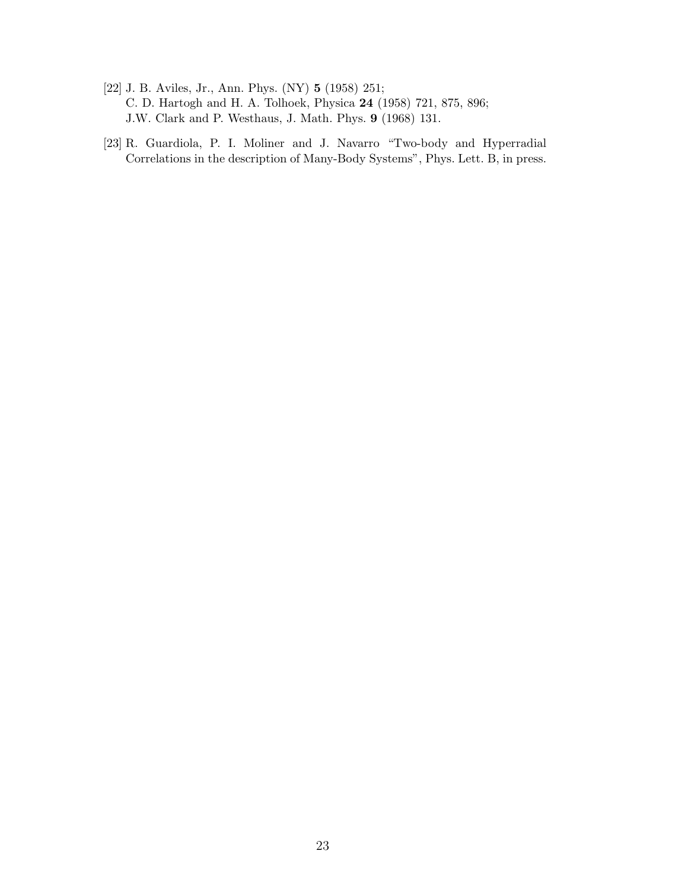[22] J. B. Aviles, Jr., Ann. Phys. (NY) **5** (1958) 251;
C. D. Hartogh and H. A. Tolhoek, Physica **24** (1958) 721, 875, 896;
J.W. Clark and P. Westhaus, J. Math. Phys. **9** (1968) 131.

[23] R. Guardiola, P. I. Moliner and J. Navarro "Two-body and Hyperradial Correlations in the description of Many-Body Systems", Phys. Lett. B, in press.